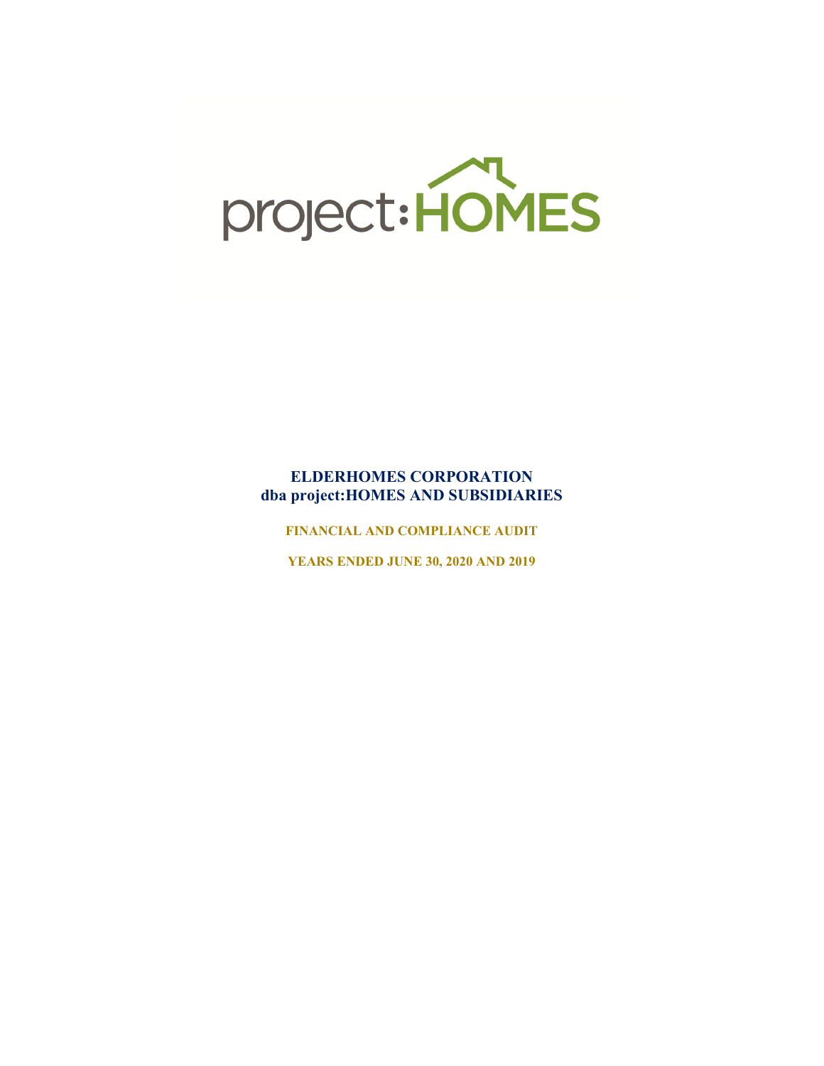project:HOMES

# ELDERHOMES CORPORATION
# dba project:HOMES AND SUBSIDIARIES

**FINANCIAL AND COMPLIANCE AUDIT**

**YEARS ENDED JUNE 30, 2020 AND 2019**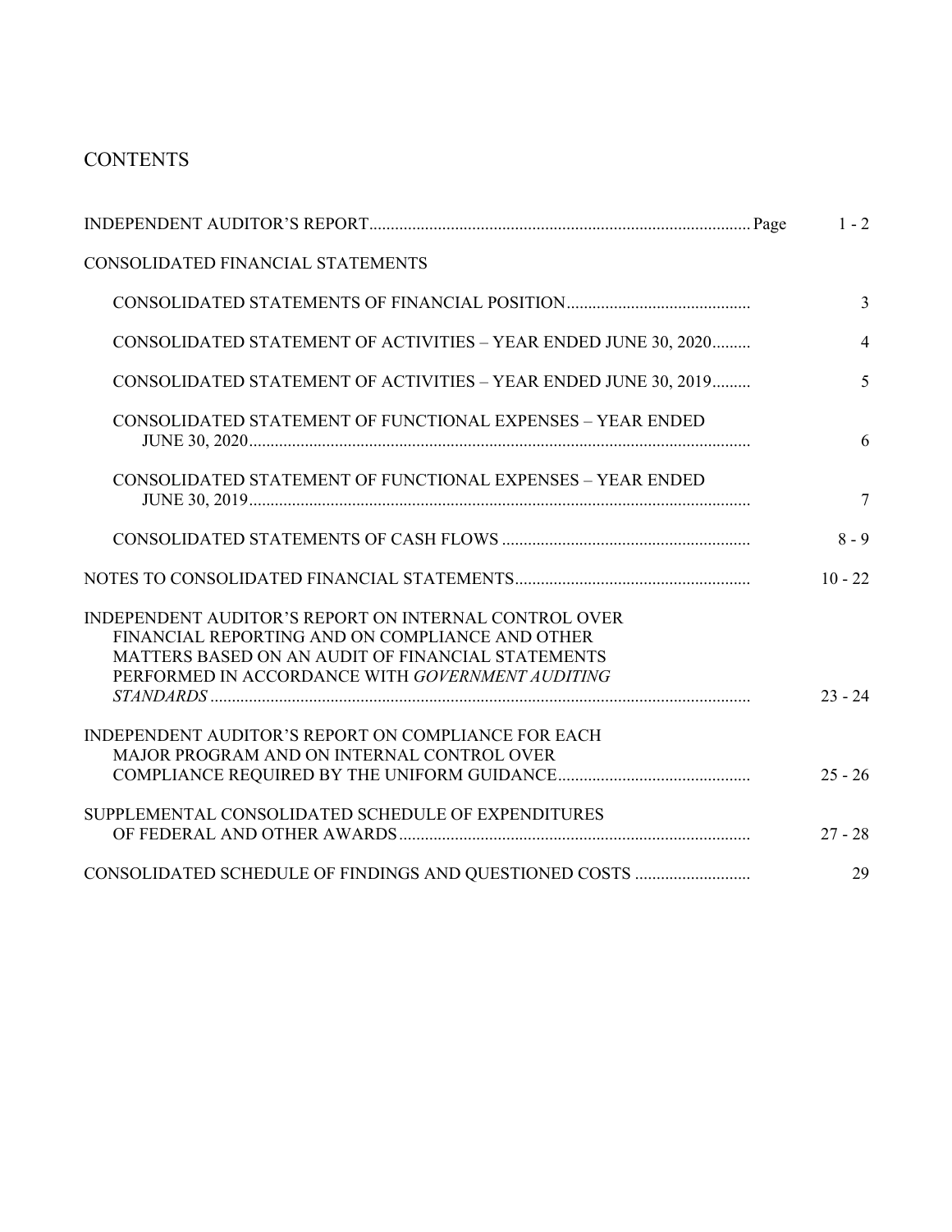# CONTENTS

| | Page |
|---|---|
| INDEPENDENT AUDITOR'S REPORT | 1 - 2 |
| CONSOLIDATED FINANCIAL STATEMENTS | |
| CONSOLIDATED STATEMENTS OF FINANCIAL POSITION | 3 |
| CONSOLIDATED STATEMENT OF ACTIVITIES – YEAR ENDED JUNE 30, 2020 | 4 |
| CONSOLIDATED STATEMENT OF ACTIVITIES – YEAR ENDED JUNE 30, 2019 | 5 |
| CONSOLIDATED STATEMENT OF FUNCTIONAL EXPENSES – YEAR ENDED JUNE 30, 2020 | 6 |
| CONSOLIDATED STATEMENT OF FUNCTIONAL EXPENSES – YEAR ENDED JUNE 30, 2019 | 7 |
| CONSOLIDATED STATEMENTS OF CASH FLOWS | 8 - 9 |
| NOTES TO CONSOLIDATED FINANCIAL STATEMENTS | 10 - 22 |
| INDEPENDENT AUDITOR'S REPORT ON INTERNAL CONTROL OVER FINANCIAL REPORTING AND ON COMPLIANCE AND OTHER MATTERS BASED ON AN AUDIT OF FINANCIAL STATEMENTS PERFORMED IN ACCORDANCE WITH *GOVERNMENT AUDITING STANDARDS* | 23 - 24 |
| INDEPENDENT AUDITOR'S REPORT ON COMPLIANCE FOR EACH MAJOR PROGRAM AND ON INTERNAL CONTROL OVER COMPLIANCE REQUIRED BY THE UNIFORM GUIDANCE | 25 - 26 |
| SUPPLEMENTAL CONSOLIDATED SCHEDULE OF EXPENDITURES OF FEDERAL AND OTHER AWARDS | 27 - 28 |
| CONSOLIDATED SCHEDULE OF FINDINGS AND QUESTIONED COSTS | 29 |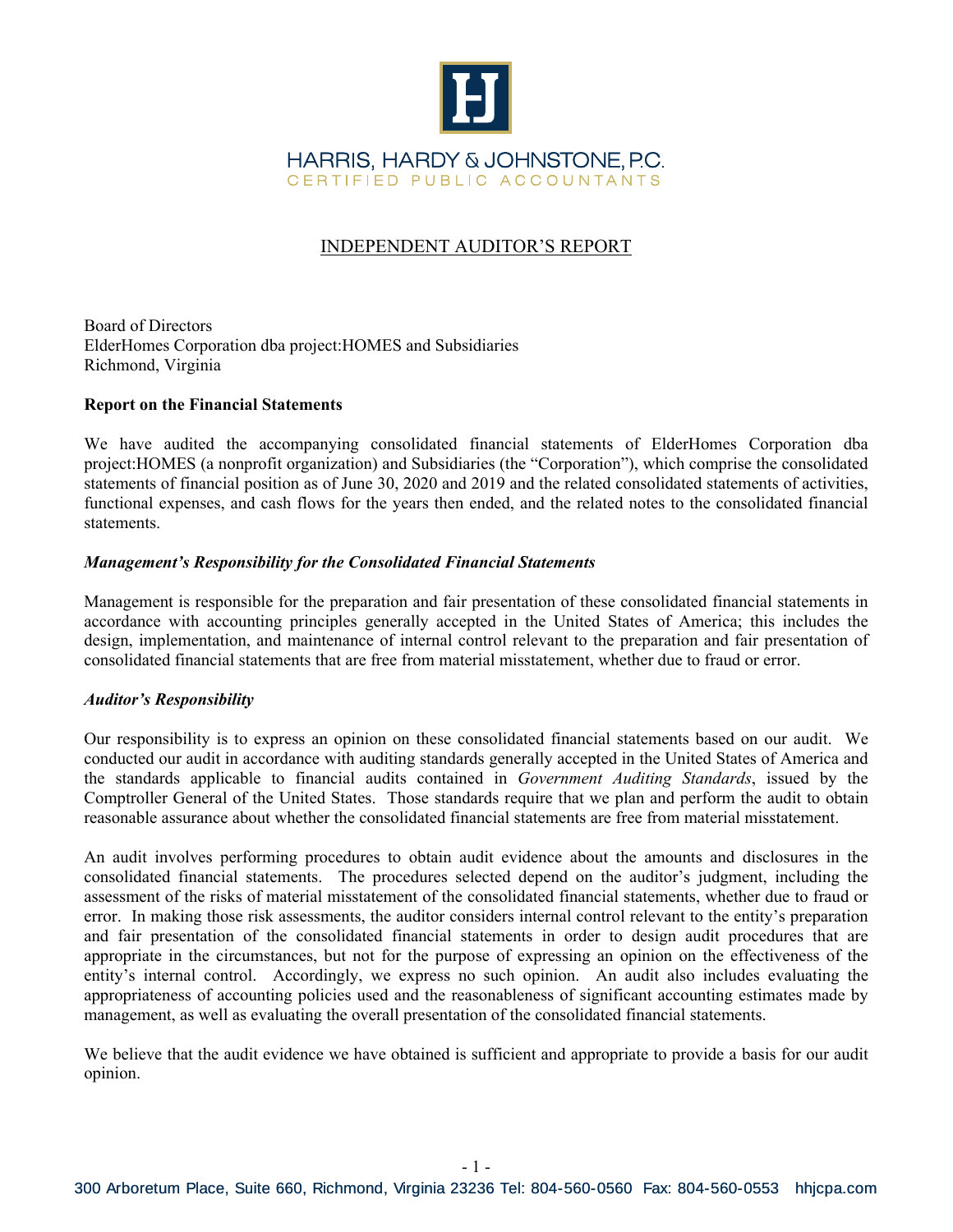HARRIS, HARDY & JOHNSTONE, P.C.
CERTIFIED PUBLIC ACCOUNTANTS

# INDEPENDENT AUDITOR'S REPORT

Board of Directors
ElderHomes Corporation dba project:HOMES and Subsidiaries
Richmond, Virginia

**Report on the Financial Statements**

We have audited the accompanying consolidated financial statements of ElderHomes Corporation dba project:HOMES (a nonprofit organization) and Subsidiaries (the "Corporation"), which comprise the consolidated statements of financial position as of June 30, 2020 and 2019 and the related consolidated statements of activities, functional expenses, and cash flows for the years then ended, and the related notes to the consolidated financial statements.

***Management's Responsibility for the Consolidated Financial Statements***

Management is responsible for the preparation and fair presentation of these consolidated financial statements in accordance with accounting principles generally accepted in the United States of America; this includes the design, implementation, and maintenance of internal control relevant to the preparation and fair presentation of consolidated financial statements that are free from material misstatement, whether due to fraud or error.

***Auditor's Responsibility***

Our responsibility is to express an opinion on these consolidated financial statements based on our audit. We conducted our audit in accordance with auditing standards generally accepted in the United States of America and the standards applicable to financial audits contained in *Government Auditing Standards*, issued by the Comptroller General of the United States. Those standards require that we plan and perform the audit to obtain reasonable assurance about whether the consolidated financial statements are free from material misstatement.

An audit involves performing procedures to obtain audit evidence about the amounts and disclosures in the consolidated financial statements. The procedures selected depend on the auditor's judgment, including the assessment of the risks of material misstatement of the consolidated financial statements, whether due to fraud or error. In making those risk assessments, the auditor considers internal control relevant to the entity's preparation and fair presentation of the consolidated financial statements in order to design audit procedures that are appropriate in the circumstances, but not for the purpose of expressing an opinion on the effectiveness of the entity's internal control. Accordingly, we express no such opinion. An audit also includes evaluating the appropriateness of accounting policies used and the reasonableness of significant accounting estimates made by management, as well as evaluating the overall presentation of the consolidated financial statements.

We believe that the audit evidence we have obtained is sufficient and appropriate to provide a basis for our audit opinion.

300 Arboretum Place, Suite 660, Richmond, Virginia 23236 Tel: 804-560-0560 Fax: 804-560-0553 hhjcpa.com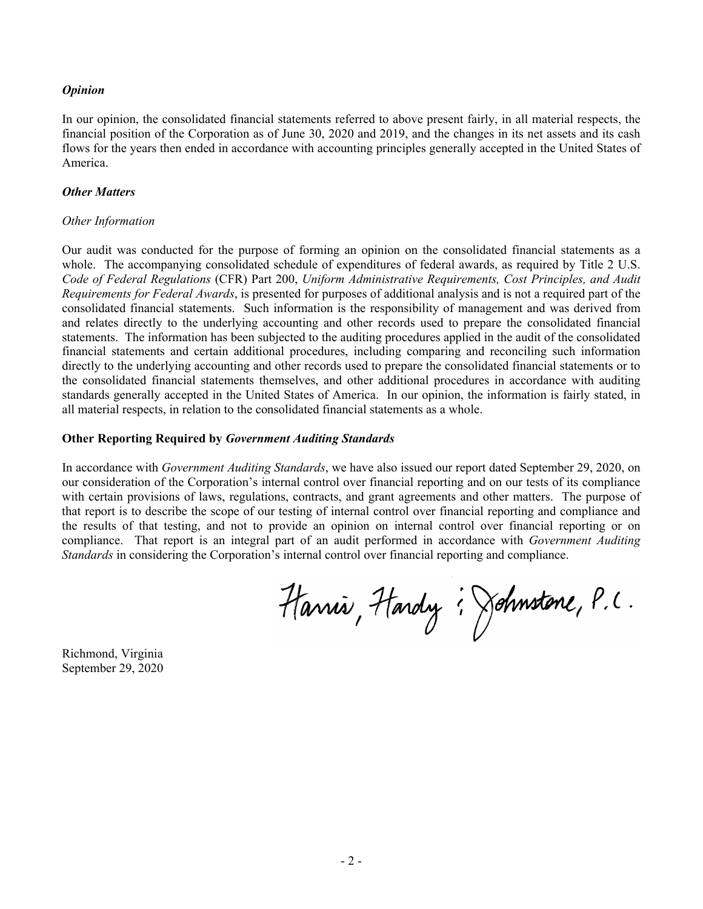***Opinion***

In our opinion, the consolidated financial statements referred to above present fairly, in all material respects, the financial position of the Corporation as of June 30, 2020 and 2019, and the changes in its net assets and its cash flows for the years then ended in accordance with accounting principles generally accepted in the United States of America.

***Other Matters***

*Other Information*

Our audit was conducted for the purpose of forming an opinion on the consolidated financial statements as a whole. The accompanying consolidated schedule of expenditures of federal awards, as required by Title 2 U.S. *Code of Federal Regulations* (CFR) Part 200, *Uniform Administrative Requirements, Cost Principles, and Audit Requirements for Federal Awards*, is presented for purposes of additional analysis and is not a required part of the consolidated financial statements. Such information is the responsibility of management and was derived from and relates directly to the underlying accounting and other records used to prepare the consolidated financial statements. The information has been subjected to the auditing procedures applied in the audit of the consolidated financial statements and certain additional procedures, including comparing and reconciling such information directly to the underlying accounting and other records used to prepare the consolidated financial statements or to the consolidated financial statements themselves, and other additional procedures in accordance with auditing standards generally accepted in the United States of America. In our opinion, the information is fairly stated, in all material respects, in relation to the consolidated financial statements as a whole.

**Other Reporting Required by *Government Auditing Standards***

In accordance with *Government Auditing Standards*, we have also issued our report dated September 29, 2020, on our consideration of the Corporation's internal control over financial reporting and on our tests of its compliance with certain provisions of laws, regulations, contracts, and grant agreements and other matters. The purpose of that report is to describe the scope of our testing of internal control over financial reporting and compliance and the results of that testing, and not to provide an opinion on internal control over financial reporting or on compliance. That report is an integral part of an audit performed in accordance with *Government Auditing Standards* in considering the Corporation's internal control over financial reporting and compliance.

Harris, Hardy & Johnstone, P.C.

Richmond, Virginia
September 29, 2020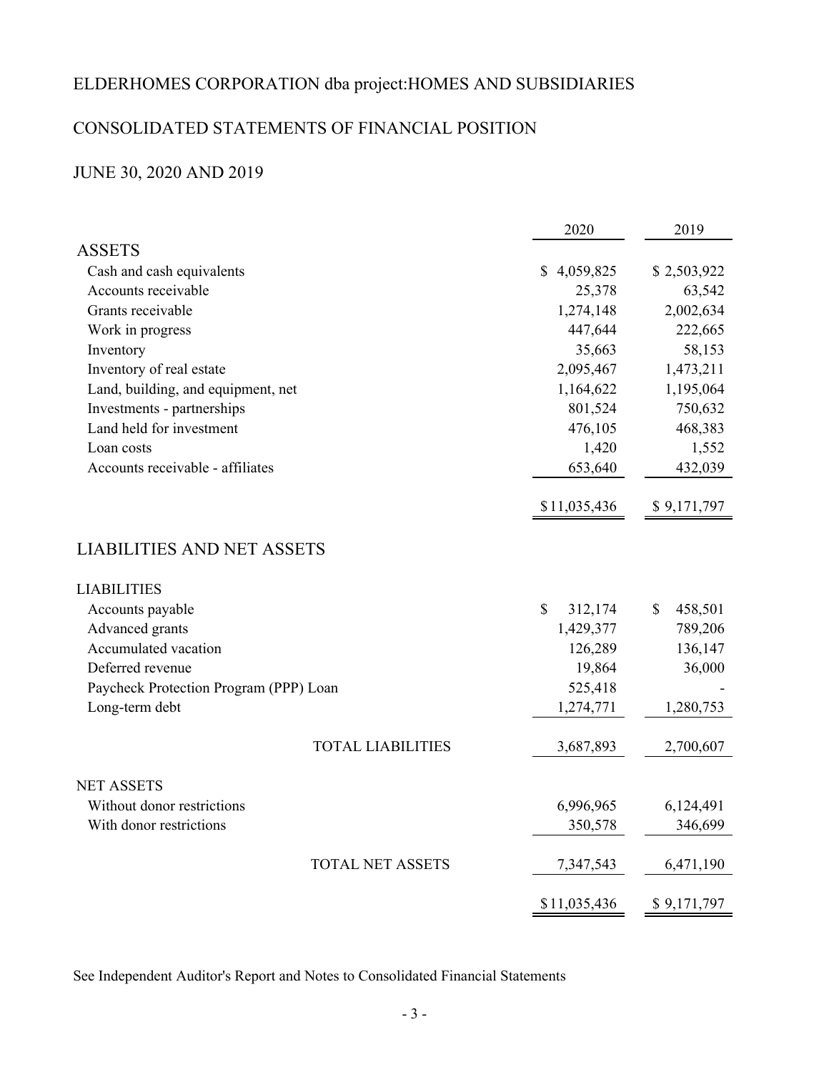# ELDERHOMES CORPORATION dba project:HOMES AND SUBSIDIARIES

## CONSOLIDATED STATEMENTS OF FINANCIAL POSITION

### JUNE 30, 2020 AND 2019

| | 2020 | 2019 |
|---|---|---|
| **ASSETS** | | |
| Cash and cash equivalents | $ 4,059,825 | $ 2,503,922 |
| Accounts receivable | 25,378 | 63,542 |
| Grants receivable | 1,274,148 | 2,002,634 |
| Work in progress | 447,644 | 222,665 |
| Inventory | 35,663 | 58,153 |
| Inventory of real estate | 2,095,467 | 1,473,211 |
| Land, building, and equipment, net | 1,164,622 | 1,195,064 |
| Investments - partnerships | 801,524 | 750,632 |
| Land held for investment | 476,105 | 468,383 |
| Loan costs | 1,420 | 1,552 |
| Accounts receivable - affiliates | 653,640 | 432,039 |
| | $11,035,436 | $ 9,171,797 |
| **LIABILITIES AND NET ASSETS** | | |
| **LIABILITIES** | | |
| Accounts payable | $ 312,174 | $ 458,501 |
| Advanced grants | 1,429,377 | 789,206 |
| Accumulated vacation | 126,289 | 136,147 |
| Deferred revenue | 19,864 | 36,000 |
| Paycheck Protection Program (PPP) Loan | 525,418 | - |
| Long-term debt | 1,274,771 | 1,280,753 |
| TOTAL LIABILITIES | 3,687,893 | 2,700,607 |
| **NET ASSETS** | | |
| Without donor restrictions | 6,996,965 | 6,124,491 |
| With donor restrictions | 350,578 | 346,699 |
| TOTAL NET ASSETS | 7,347,543 | 6,471,190 |
| | $11,035,436 | $ 9,171,797 |

See Independent Auditor's Report and Notes to Consolidated Financial Statements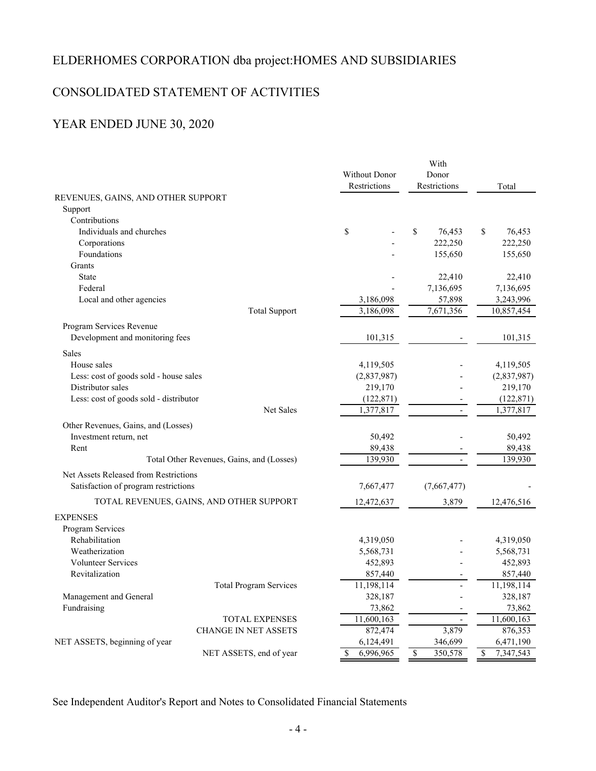# ELDERHOMES CORPORATION dba project:HOMES AND SUBSIDIARIES

## CONSOLIDATED STATEMENT OF ACTIVITIES

## YEAR ENDED JUNE 30, 2020

| | Without Donor Restrictions | With Donor Restrictions | Total |
|---|---|---|---|
| REVENUES, GAINS, AND OTHER SUPPORT | | | |
| Support | | | |
| Contributions | | | |
| Individuals and churches | $ - | $ 76,453 | $ 76,453 |
| Corporations | - | 222,250 | 222,250 |
| Foundations | - | 155,650 | 155,650 |
| Grants | | | |
| State | - | 22,410 | 22,410 |
| Federal | - | 7,136,695 | 7,136,695 |
| Local and other agencies | 3,186,098 | 57,898 | 3,243,996 |
| Total Support | 3,186,098 | 7,671,356 | 10,857,454 |
| Program Services Revenue | | | |
| Development and monitoring fees | 101,315 | - | 101,315 |
| Sales | | | |
| House sales | 4,119,505 | - | 4,119,505 |
| Less: cost of goods sold - house sales | (2,837,987) | - | (2,837,987) |
| Distributor sales | 219,170 | - | 219,170 |
| Less: cost of goods sold - distributor | (122,871) | - | (122,871) |
| Net Sales | 1,377,817 | - | 1,377,817 |
| Other Revenues, Gains, and (Losses) | | | |
| Investment return, net | 50,492 | - | 50,492 |
| Rent | 89,438 | - | 89,438 |
| Total Other Revenues, Gains, and (Losses) | 139,930 | - | 139,930 |
| Net Assets Released from Restrictions | | | |
| Satisfaction of program restrictions | 7,667,477 | (7,667,477) | - |
| TOTAL REVENUES, GAINS, AND OTHER SUPPORT | 12,472,637 | 3,879 | 12,476,516 |
| EXPENSES | | | |
| Program Services | | | |
| Rehabilitation | 4,319,050 | - | 4,319,050 |
| Weatherization | 5,568,731 | - | 5,568,731 |
| Volunteer Services | 452,893 | - | 452,893 |
| Revitalization | 857,440 | - | 857,440 |
| Total Program Services | 11,198,114 | - | 11,198,114 |
| Management and General | 328,187 | - | 328,187 |
| Fundraising | 73,862 | - | 73,862 |
| TOTAL EXPENSES | 11,600,163 | - | 11,600,163 |
| CHANGE IN NET ASSETS | 872,474 | 3,879 | 876,353 |
| NET ASSETS, beginning of year | 6,124,491 | 346,699 | 6,471,190 |
| NET ASSETS, end of year | $ 6,996,965 | $ 350,578 | $ 7,347,543 |

See Independent Auditor's Report and Notes to Consolidated Financial Statements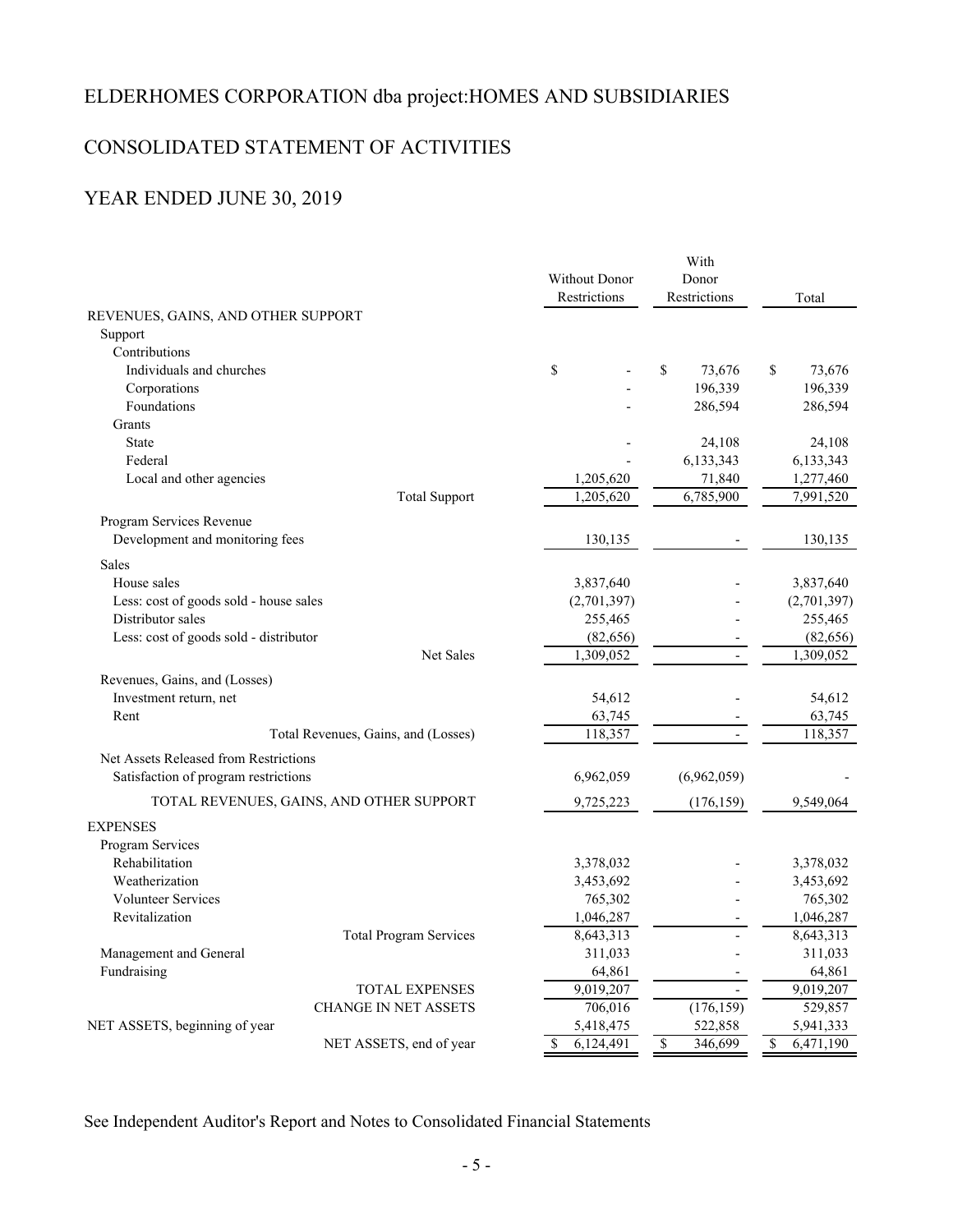# ELDERHOMES CORPORATION dba project:HOMES AND SUBSIDIARIES

## CONSOLIDATED STATEMENT OF ACTIVITIES

## YEAR ENDED JUNE 30, 2019

| | Without Donor Restrictions | With Donor Restrictions | Total |
|---|---|---|---|
| **REVENUES, GAINS, AND OTHER SUPPORT** | | | |
| Support | | | |
| Contributions | | | |
| Individuals and churches | $ - | $ 73,676 | $ 73,676 |
| Corporations | - | 196,339 | 196,339 |
| Foundations | - | 286,594 | 286,594 |
| Grants | | | |
| State | - | 24,108 | 24,108 |
| Federal | - | 6,133,343 | 6,133,343 |
| Local and other agencies | 1,205,620 | 71,840 | 1,277,460 |
| Total Support | 1,205,620 | 6,785,900 | 7,991,520 |
| Program Services Revenue | | | |
| Development and monitoring fees | 130,135 | - | 130,135 |
| Sales | | | |
| House sales | 3,837,640 | - | 3,837,640 |
| Less: cost of goods sold - house sales | (2,701,397) | - | (2,701,397) |
| Distributor sales | 255,465 | - | 255,465 |
| Less: cost of goods sold - distributor | (82,656) | - | (82,656) |
| Net Sales | 1,309,052 | - | 1,309,052 |
| Revenues, Gains, and (Losses) | | | |
| Investment return, net | 54,612 | - | 54,612 |
| Rent | 63,745 | - | 63,745 |
| Total Revenues, Gains, and (Losses) | 118,357 | - | 118,357 |
| Net Assets Released from Restrictions | | | |
| Satisfaction of program restrictions | 6,962,059 | (6,962,059) | - |
| TOTAL REVENUES, GAINS, AND OTHER SUPPORT | 9,725,223 | (176,159) | 9,549,064 |
| **EXPENSES** | | | |
| Program Services | | | |
| Rehabilitation | 3,378,032 | - | 3,378,032 |
| Weatherization | 3,453,692 | - | 3,453,692 |
| Volunteer Services | 765,302 | - | 765,302 |
| Revitalization | 1,046,287 | - | 1,046,287 |
| Total Program Services | 8,643,313 | - | 8,643,313 |
| Management and General | 311,033 | - | 311,033 |
| Fundraising | 64,861 | - | 64,861 |
| TOTAL EXPENSES | 9,019,207 | - | 9,019,207 |
| CHANGE IN NET ASSETS | 706,016 | (176,159) | 529,857 |
| NET ASSETS, beginning of year | 5,418,475 | 522,858 | 5,941,333 |
| NET ASSETS, end of year | $ 6,124,491 | $ 346,699 | $ 6,471,190 |

See Independent Auditor's Report and Notes to Consolidated Financial Statements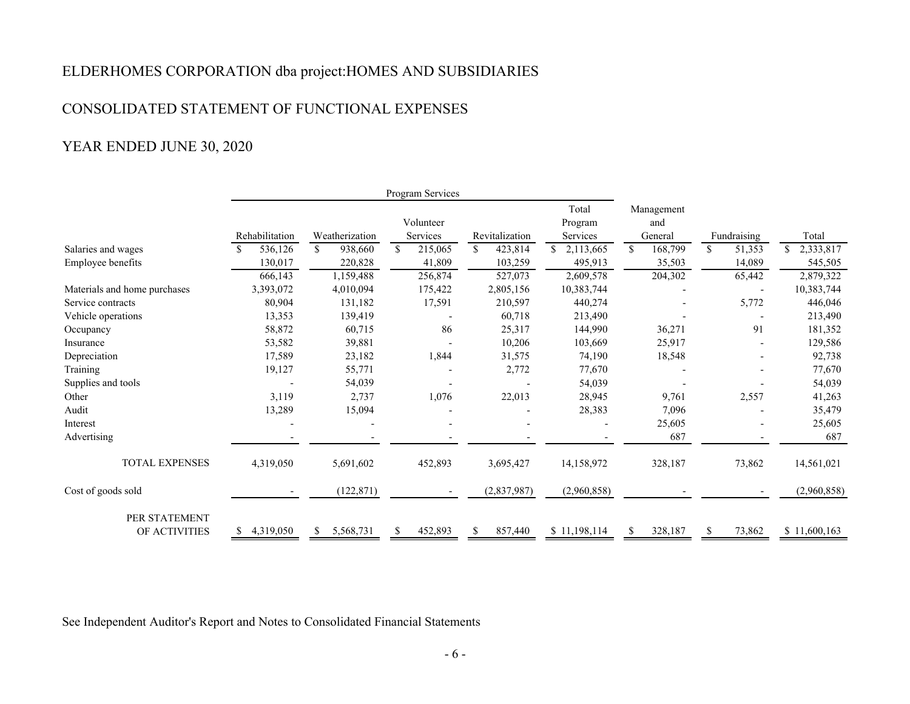ELDERHOMES CORPORATION dba project:HOMES AND SUBSIDIARIES

CONSOLIDATED STATEMENT OF FUNCTIONAL EXPENSES

YEAR ENDED JUNE 30, 2020

| | Program Services | | | | | | | |
|---|---|---|---|---|---|---|---|---|
| | Rehabilitation | Weatherization | Volunteer Services | Revitalization | Total Program Services | Management and General | Fundraising | Total |
| Salaries and wages | $ 536,126 | $ 938,660 | $ 215,065 | $ 423,814 | $ 2,113,665 | $ 168,799 | $ 51,353 | $ 2,333,817 |
| Employee benefits | 130,017 | 220,828 | 41,809 | 103,259 | 495,913 | 35,503 | 14,089 | 545,505 |
| | 666,143 | 1,159,488 | 256,874 | 527,073 | 2,609,578 | 204,302 | 65,442 | 2,879,322 |
| Materials and home purchases | 3,393,072 | 4,010,094 | 175,422 | 2,805,156 | 10,383,744 | - | - | 10,383,744 |
| Service contracts | 80,904 | 131,182 | 17,591 | 210,597 | 440,274 | - | 5,772 | 446,046 |
| Vehicle operations | 13,353 | 139,419 | - | 60,718 | 213,490 | - | - | 213,490 |
| Occupancy | 58,872 | 60,715 | 86 | 25,317 | 144,990 | 36,271 | 91 | 181,352 |
| Insurance | 53,582 | 39,881 | - | 10,206 | 103,669 | 25,917 | - | 129,586 |
| Depreciation | 17,589 | 23,182 | 1,844 | 31,575 | 74,190 | 18,548 | - | 92,738 |
| Training | 19,127 | 55,771 | - | 2,772 | 77,670 | - | - | 77,670 |
| Supplies and tools | - | 54,039 | - | - | 54,039 | - | - | 54,039 |
| Other | 3,119 | 2,737 | 1,076 | 22,013 | 28,945 | 9,761 | 2,557 | 41,263 |
| Audit | 13,289 | 15,094 | - | - | 28,383 | 7,096 | - | 35,479 |
| Interest | - | - | - | - | - | 25,605 | - | 25,605 |
| Advertising | - | - | - | - | - | 687 | - | 687 |
| TOTAL EXPENSES | 4,319,050 | 5,691,602 | 452,893 | 3,695,427 | 14,158,972 | 328,187 | 73,862 | 14,561,021 |
| Cost of goods sold | - | (122,871) | - | (2,837,987) | (2,960,858) | - | - | (2,960,858) |
| PER STATEMENT OF ACTIVITIES | $ 4,319,050 | $ 5,568,731 | $ 452,893 | $ 857,440 | $ 11,198,114 | $ 328,187 | $ 73,862 | $ 11,600,163 |

See Independent Auditor's Report and Notes to Consolidated Financial Statements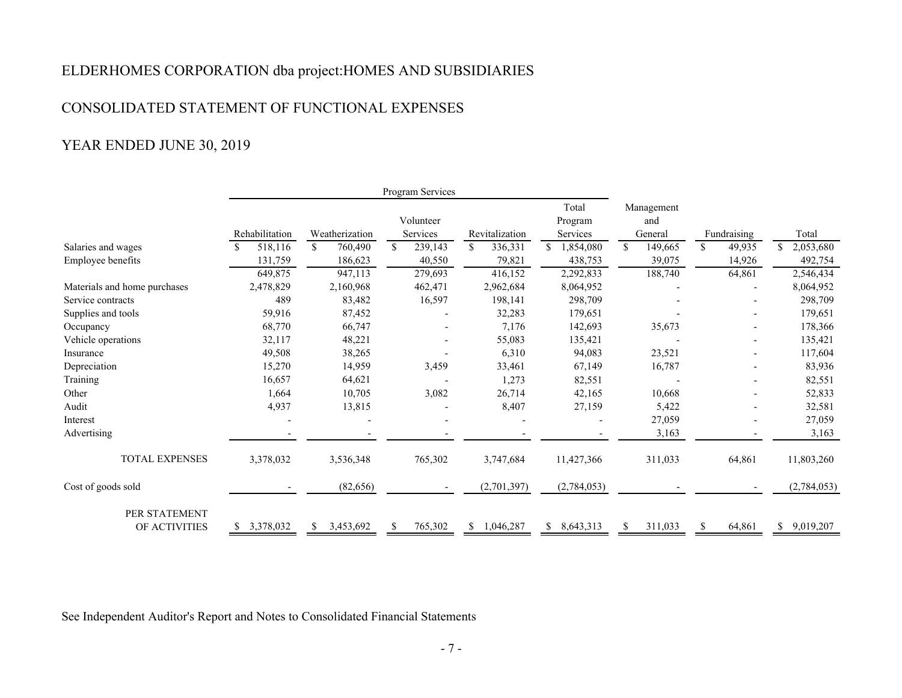ELDERHOMES CORPORATION dba project:HOMES AND SUBSIDIARIES

CONSOLIDATED STATEMENT OF FUNCTIONAL EXPENSES

YEAR ENDED JUNE 30, 2019

| | Program Services | | | | | | | |
|---|---|---|---|---|---|---|---|---|
| | Rehabilitation | Weatherization | Volunteer Services | Revitalization | Total Program Services | Management and General | Fundraising | Total |
| Salaries and wages | $ 518,116 | $ 760,490 | $ 239,143 | $ 336,331 | $ 1,854,080 | $ 149,665 | $ 49,935 | $ 2,053,680 |
| Employee benefits | 131,759 | 186,623 | 40,550 | 79,821 | 438,753 | 39,075 | 14,926 | 492,754 |
| | 649,875 | 947,113 | 279,693 | 416,152 | 2,292,833 | 188,740 | 64,861 | 2,546,434 |
| Materials and home purchases | 2,478,829 | 2,160,968 | 462,471 | 2,962,684 | 8,064,952 | - | - | 8,064,952 |
| Service contracts | 489 | 83,482 | 16,597 | 198,141 | 298,709 | - | - | 298,709 |
| Supplies and tools | 59,916 | 87,452 | - | 32,283 | 179,651 | - | - | 179,651 |
| Occupancy | 68,770 | 66,747 | - | 7,176 | 142,693 | 35,673 | - | 178,366 |
| Vehicle operations | 32,117 | 48,221 | - | 55,083 | 135,421 | - | - | 135,421 |
| Insurance | 49,508 | 38,265 | - | 6,310 | 94,083 | 23,521 | - | 117,604 |
| Depreciation | 15,270 | 14,959 | 3,459 | 33,461 | 67,149 | 16,787 | - | 83,936 |
| Training | 16,657 | 64,621 | - | 1,273 | 82,551 | - | - | 82,551 |
| Other | 1,664 | 10,705 | 3,082 | 26,714 | 42,165 | 10,668 | - | 52,833 |
| Audit | 4,937 | 13,815 | - | 8,407 | 27,159 | 5,422 | - | 32,581 |
| Interest | - | - | - | - | - | 27,059 | - | 27,059 |
| Advertising | - | - | - | - | - | 3,163 | - | 3,163 |
| TOTAL EXPENSES | 3,378,032 | 3,536,348 | 765,302 | 3,747,684 | 11,427,366 | 311,033 | 64,861 | 11,803,260 |
| Cost of goods sold | - | (82,656) | - | (2,701,397) | (2,784,053) | - | - | (2,784,053) |
| PER STATEMENT OF ACTIVITIES | $ 3,378,032 | $ 3,453,692 | $ 765,302 | $ 1,046,287 | $ 8,643,313 | $ 311,033 | $ 64,861 | $ 9,019,207 |

See Independent Auditor's Report and Notes to Consolidated Financial Statements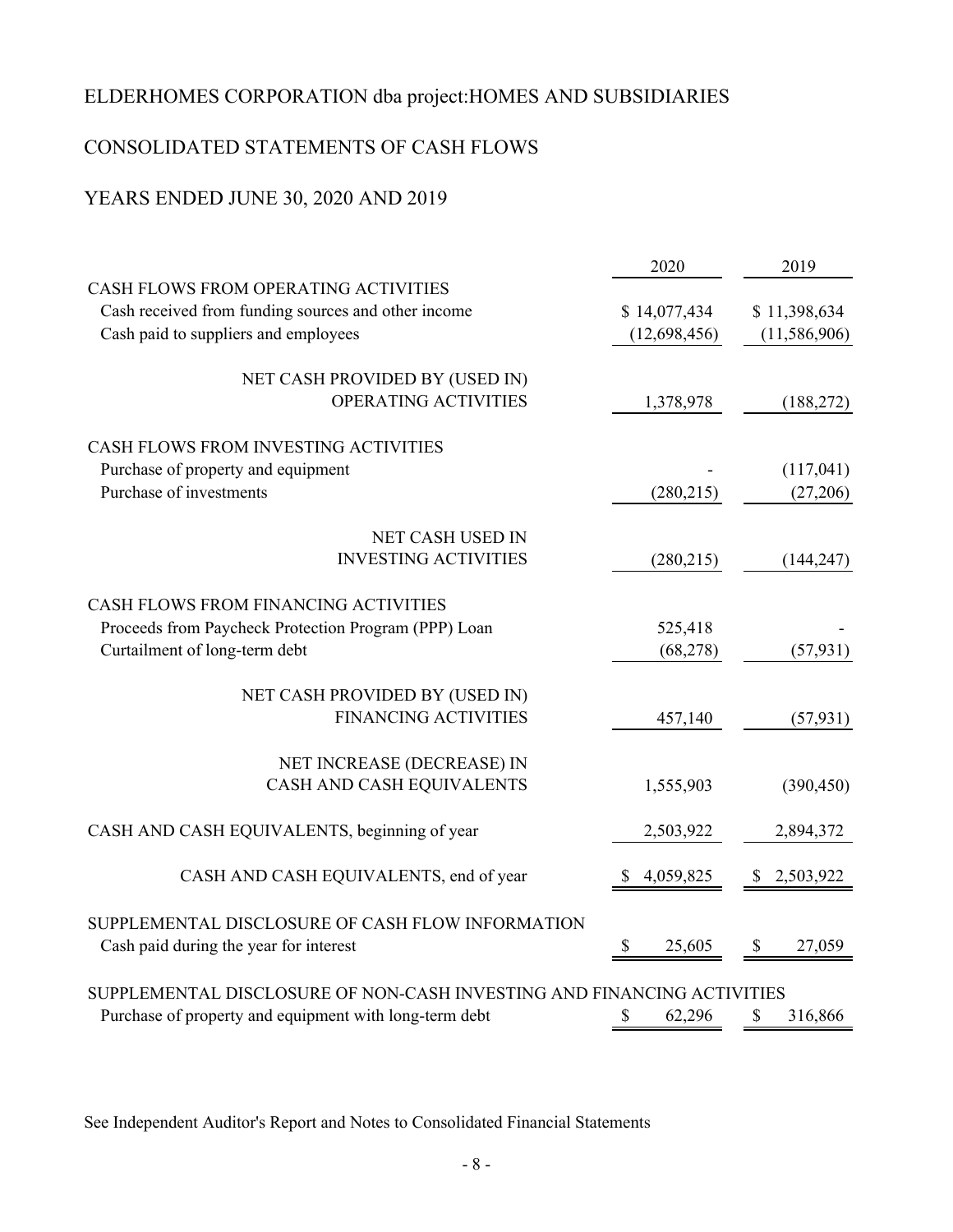# ELDERHOMES CORPORATION dba project:HOMES AND SUBSIDIARIES

## CONSOLIDATED STATEMENTS OF CASH FLOWS

## YEARS ENDED JUNE 30, 2020 AND 2019

| | 2020 | 2019 |
|---|---|---|
| CASH FLOWS FROM OPERATING ACTIVITIES | | |
| Cash received from funding sources and other income | $ 14,077,434 | $ 11,398,634 |
| Cash paid to suppliers and employees | (12,698,456) | (11,586,906) |
| NET CASH PROVIDED BY (USED IN) OPERATING ACTIVITIES | 1,378,978 | (188,272) |
| CASH FLOWS FROM INVESTING ACTIVITIES | | |
| Purchase of property and equipment | - | (117,041) |
| Purchase of investments | (280,215) | (27,206) |
| NET CASH USED IN INVESTING ACTIVITIES | (280,215) | (144,247) |
| CASH FLOWS FROM FINANCING ACTIVITIES | | |
| Proceeds from Paycheck Protection Program (PPP) Loan | 525,418 | - |
| Curtailment of long-term debt | (68,278) | (57,931) |
| NET CASH PROVIDED BY (USED IN) FINANCING ACTIVITIES | 457,140 | (57,931) |
| NET INCREASE (DECREASE) IN CASH AND CASH EQUIVALENTS | 1,555,903 | (390,450) |
| CASH AND CASH EQUIVALENTS, beginning of year | 2,503,922 | 2,894,372 |
| CASH AND CASH EQUIVALENTS, end of year | $ 4,059,825 | $ 2,503,922 |
| SUPPLEMENTAL DISCLOSURE OF CASH FLOW INFORMATION | | |
| Cash paid during the year for interest | $ 25,605 | $ 27,059 |
| SUPPLEMENTAL DISCLOSURE OF NON-CASH INVESTING AND FINANCING ACTIVITIES | | |
| Purchase of property and equipment with long-term debt | $ 62,296 | $ 316,866 |

See Independent Auditor's Report and Notes to Consolidated Financial Statements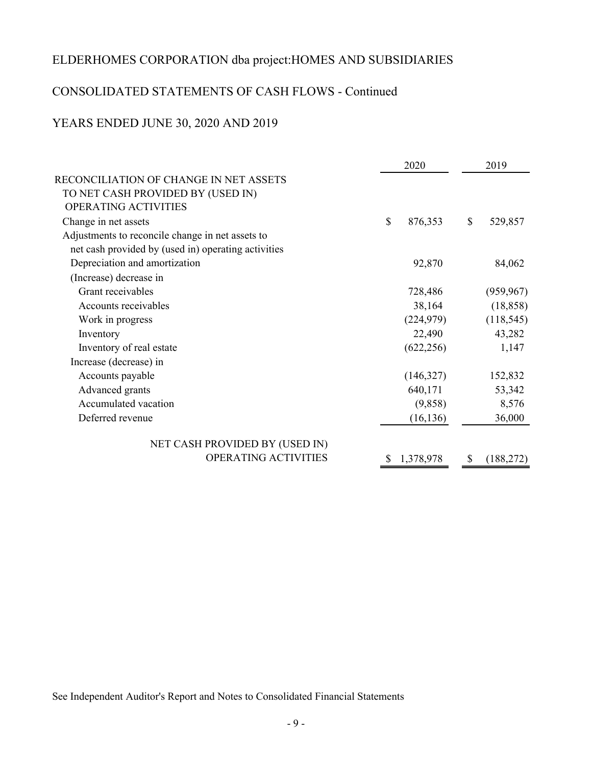# ELDERHOMES CORPORATION dba project:HOMES AND SUBSIDIARIES

## CONSOLIDATED STATEMENTS OF CASH FLOWS - Continued

## YEARS ENDED JUNE 30, 2020 AND 2019

| | 2020 | 2019 |
|---|---|---|
| RECONCILIATION OF CHANGE IN NET ASSETS TO NET CASH PROVIDED BY (USED IN) OPERATING ACTIVITIES | | |
| Change in net assets | $ 876,353 | $ 529,857 |
| Adjustments to reconcile change in net assets to net cash provided by (used in) operating activities | | |
| Depreciation and amortization | 92,870 | 84,062 |
| (Increase) decrease in | | |
| Grant receivables | 728,486 | (959,967) |
| Accounts receivables | 38,164 | (18,858) |
| Work in progress | (224,979) | (118,545) |
| Inventory | 22,490 | 43,282 |
| Inventory of real estate | (622,256) | 1,147 |
| Increase (decrease) in | | |
| Accounts payable | (146,327) | 152,832 |
| Advanced grants | 640,171 | 53,342 |
| Accumulated vacation | (9,858) | 8,576 |
| Deferred revenue | (16,136) | 36,000 |
| NET CASH PROVIDED BY (USED IN) OPERATING ACTIVITIES | $ 1,378,978 | $ (188,272) |

See Independent Auditor's Report and Notes to Consolidated Financial Statements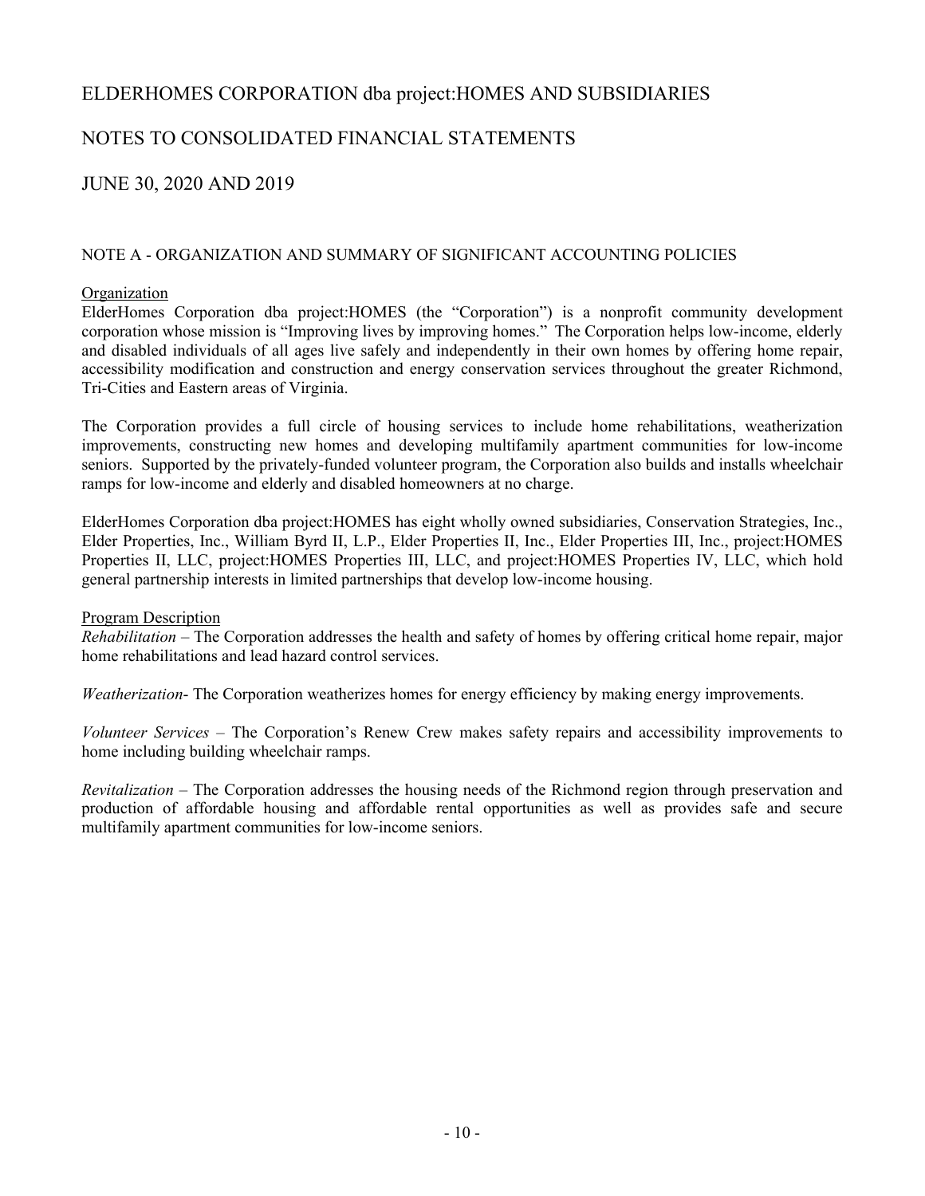# ELDERHOMES CORPORATION dba project:HOMES AND SUBSIDIARIES

## NOTES TO CONSOLIDATED FINANCIAL STATEMENTS

## JUNE 30, 2020 AND 2019

### NOTE A - ORGANIZATION AND SUMMARY OF SIGNIFICANT ACCOUNTING POLICIES

Organization

ElderHomes Corporation dba project:HOMES (the "Corporation") is a nonprofit community development corporation whose mission is "Improving lives by improving homes." The Corporation helps low-income, elderly and disabled individuals of all ages live safely and independently in their own homes by offering home repair, accessibility modification and construction and energy conservation services throughout the greater Richmond, Tri-Cities and Eastern areas of Virginia.

The Corporation provides a full circle of housing services to include home rehabilitations, weatherization improvements, constructing new homes and developing multifamily apartment communities for low-income seniors. Supported by the privately-funded volunteer program, the Corporation also builds and installs wheelchair ramps for low-income and elderly and disabled homeowners at no charge.

ElderHomes Corporation dba project:HOMES has eight wholly owned subsidiaries, Conservation Strategies, Inc., Elder Properties, Inc., William Byrd II, L.P., Elder Properties II, Inc., Elder Properties III, Inc., project:HOMES Properties II, LLC, project:HOMES Properties III, LLC, and project:HOMES Properties IV, LLC, which hold general partnership interests in limited partnerships that develop low-income housing.

Program Description

*Rehabilitation* – The Corporation addresses the health and safety of homes by offering critical home repair, major home rehabilitations and lead hazard control services.

*Weatherization*- The Corporation weatherizes homes for energy efficiency by making energy improvements.

*Volunteer Services* – The Corporation's Renew Crew makes safety repairs and accessibility improvements to home including building wheelchair ramps.

*Revitalization* – The Corporation addresses the housing needs of the Richmond region through preservation and production of affordable housing and affordable rental opportunities as well as provides safe and secure multifamily apartment communities for low-income seniors.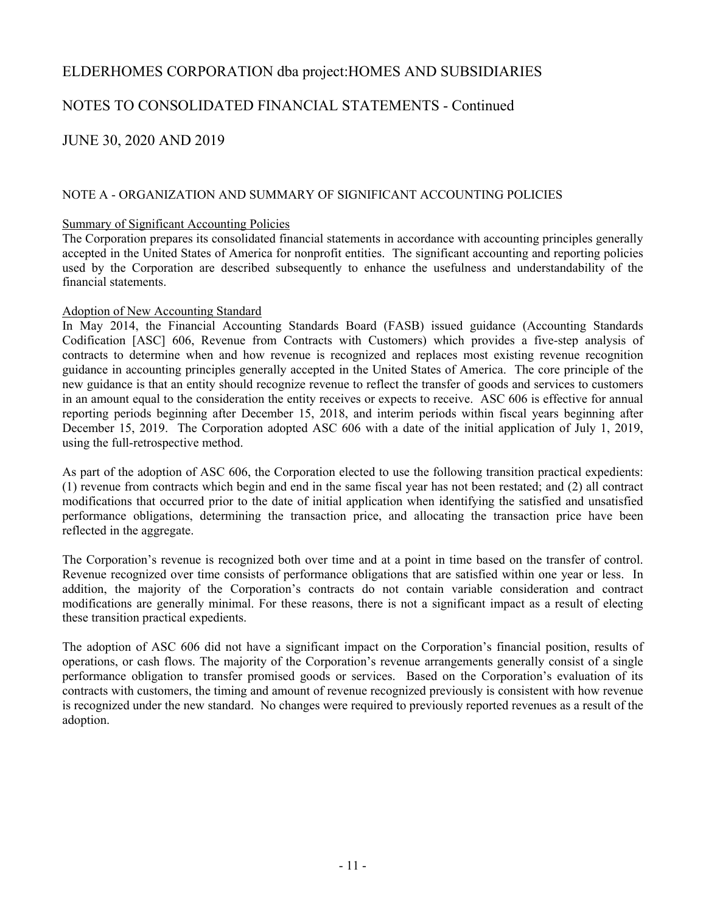NOTE A - ORGANIZATION AND SUMMARY OF SIGNIFICANT ACCOUNTING POLICIES

Summary of Significant Accounting Policies

The Corporation prepares its consolidated financial statements in accordance with accounting principles generally accepted in the United States of America for nonprofit entities. The significant accounting and reporting policies used by the Corporation are described subsequently to enhance the usefulness and understandability of the financial statements.

Adoption of New Accounting Standard

In May 2014, the Financial Accounting Standards Board (FASB) issued guidance (Accounting Standards Codification [ASC] 606, Revenue from Contracts with Customers) which provides a five-step analysis of contracts to determine when and how revenue is recognized and replaces most existing revenue recognition guidance in accounting principles generally accepted in the United States of America. The core principle of the new guidance is that an entity should recognize revenue to reflect the transfer of goods and services to customers in an amount equal to the consideration the entity receives or expects to receive. ASC 606 is effective for annual reporting periods beginning after December 15, 2018, and interim periods within fiscal years beginning after December 15, 2019. The Corporation adopted ASC 606 with a date of the initial application of July 1, 2019, using the full-retrospective method.

As part of the adoption of ASC 606, the Corporation elected to use the following transition practical expedients: (1) revenue from contracts which begin and end in the same fiscal year has not been restated; and (2) all contract modifications that occurred prior to the date of initial application when identifying the satisfied and unsatisfied performance obligations, determining the transaction price, and allocating the transaction price have been reflected in the aggregate.

The Corporation's revenue is recognized both over time and at a point in time based on the transfer of control. Revenue recognized over time consists of performance obligations that are satisfied within one year or less. In addition, the majority of the Corporation's contracts do not contain variable consideration and contract modifications are generally minimal. For these reasons, there is not a significant impact as a result of electing these transition practical expedients.

The adoption of ASC 606 did not have a significant impact on the Corporation's financial position, results of operations, or cash flows. The majority of the Corporation's revenue arrangements generally consist of a single performance obligation to transfer promised goods or services. Based on the Corporation's evaluation of its contracts with customers, the timing and amount of revenue recognized previously is consistent with how revenue is recognized under the new standard. No changes were required to previously reported revenues as a result of the adoption.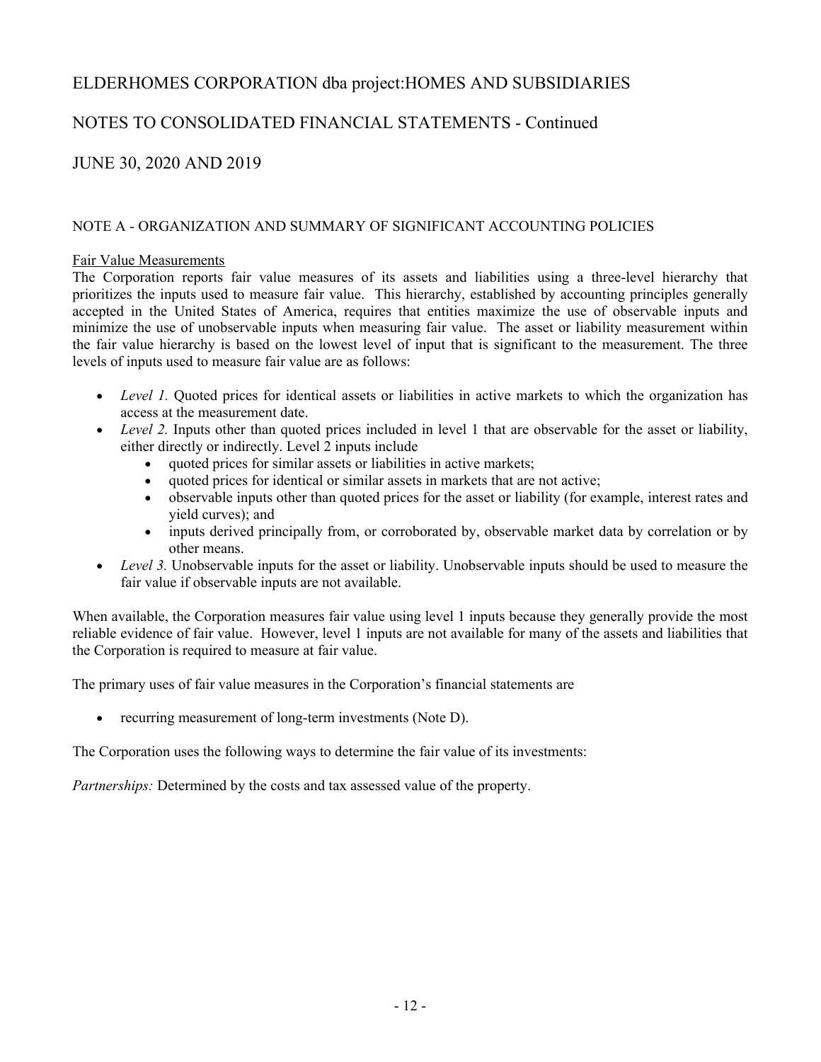ELDERHOMES CORPORATION dba project:HOMES AND SUBSIDIARIES

NOTES TO CONSOLIDATED FINANCIAL STATEMENTS - Continued

JUNE 30, 2020 AND 2019

NOTE A - ORGANIZATION AND SUMMARY OF SIGNIFICANT ACCOUNTING POLICIES

Fair Value Measurements

The Corporation reports fair value measures of its assets and liabilities using a three-level hierarchy that prioritizes the inputs used to measure fair value. This hierarchy, established by accounting principles generally accepted in the United States of America, requires that entities maximize the use of observable inputs and minimize the use of unobservable inputs when measuring fair value. The asset or liability measurement within the fair value hierarchy is based on the lowest level of input that is significant to the measurement. The three levels of inputs used to measure fair value are as follows:

- *Level 1.* Quoted prices for identical assets or liabilities in active markets to which the organization has access at the measurement date.
- *Level 2.* Inputs other than quoted prices included in level 1 that are observable for the asset or liability, either directly or indirectly. Level 2 inputs include
  - quoted prices for similar assets or liabilities in active markets;
  - quoted prices for identical or similar assets in markets that are not active;
  - observable inputs other than quoted prices for the asset or liability (for example, interest rates and yield curves); and
  - inputs derived principally from, or corroborated by, observable market data by correlation or by other means.
- *Level 3.* Unobservable inputs for the asset or liability. Unobservable inputs should be used to measure the fair value if observable inputs are not available.

When available, the Corporation measures fair value using level 1 inputs because they generally provide the most reliable evidence of fair value. However, level 1 inputs are not available for many of the assets and liabilities that the Corporation is required to measure at fair value.

The primary uses of fair value measures in the Corporation's financial statements are

- recurring measurement of long-term investments (Note D).

The Corporation uses the following ways to determine the fair value of its investments:

*Partnerships:* Determined by the costs and tax assessed value of the property.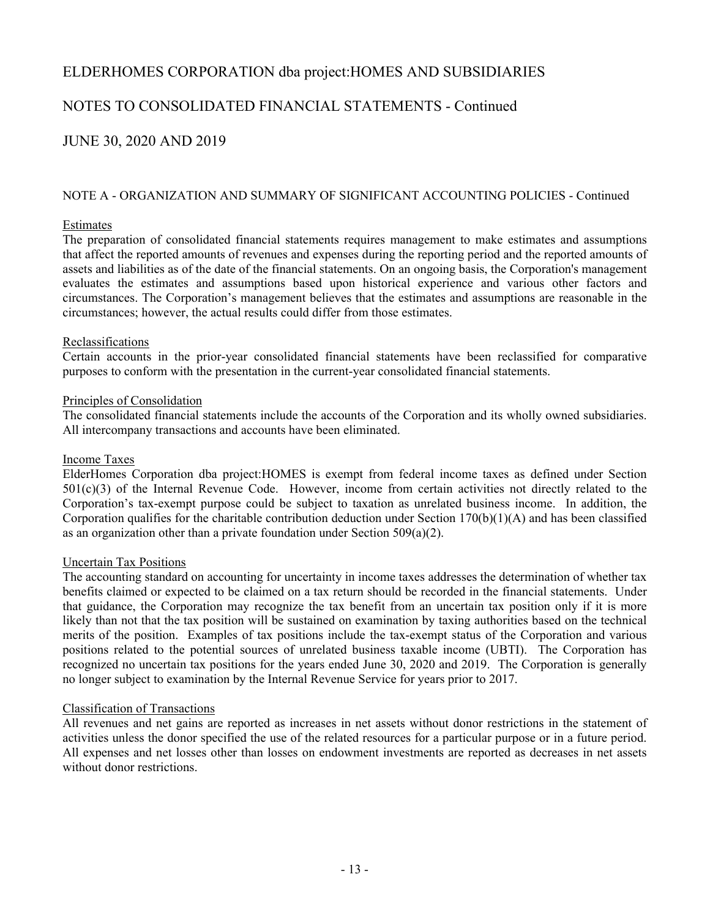# ELDERHOMES CORPORATION dba project:HOMES AND SUBSIDIARIES

## NOTES TO CONSOLIDATED FINANCIAL STATEMENTS - Continued

## JUNE 30, 2020 AND 2019

### NOTE A - ORGANIZATION AND SUMMARY OF SIGNIFICANT ACCOUNTING POLICIES - Continued

#### Estimates

The preparation of consolidated financial statements requires management to make estimates and assumptions that affect the reported amounts of revenues and expenses during the reporting period and the reported amounts of assets and liabilities as of the date of the financial statements. On an ongoing basis, the Corporation's management evaluates the estimates and assumptions based upon historical experience and various other factors and circumstances. The Corporation's management believes that the estimates and assumptions are reasonable in the circumstances; however, the actual results could differ from those estimates.

#### Reclassifications

Certain accounts in the prior-year consolidated financial statements have been reclassified for comparative purposes to conform with the presentation in the current-year consolidated financial statements.

#### Principles of Consolidation

The consolidated financial statements include the accounts of the Corporation and its wholly owned subsidiaries. All intercompany transactions and accounts have been eliminated.

#### Income Taxes

ElderHomes Corporation dba project:HOMES is exempt from federal income taxes as defined under Section 501(c)(3) of the Internal Revenue Code. However, income from certain activities not directly related to the Corporation's tax-exempt purpose could be subject to taxation as unrelated business income. In addition, the Corporation qualifies for the charitable contribution deduction under Section 170(b)(1)(A) and has been classified as an organization other than a private foundation under Section 509(a)(2).

#### Uncertain Tax Positions

The accounting standard on accounting for uncertainty in income taxes addresses the determination of whether tax benefits claimed or expected to be claimed on a tax return should be recorded in the financial statements. Under that guidance, the Corporation may recognize the tax benefit from an uncertain tax position only if it is more likely than not that the tax position will be sustained on examination by taxing authorities based on the technical merits of the position. Examples of tax positions include the tax-exempt status of the Corporation and various positions related to the potential sources of unrelated business taxable income (UBTI). The Corporation has recognized no uncertain tax positions for the years ended June 30, 2020 and 2019. The Corporation is generally no longer subject to examination by the Internal Revenue Service for years prior to 2017.

#### Classification of Transactions

All revenues and net gains are reported as increases in net assets without donor restrictions in the statement of activities unless the donor specified the use of the related resources for a particular purpose or in a future period. All expenses and net losses other than losses on endowment investments are reported as decreases in net assets without donor restrictions.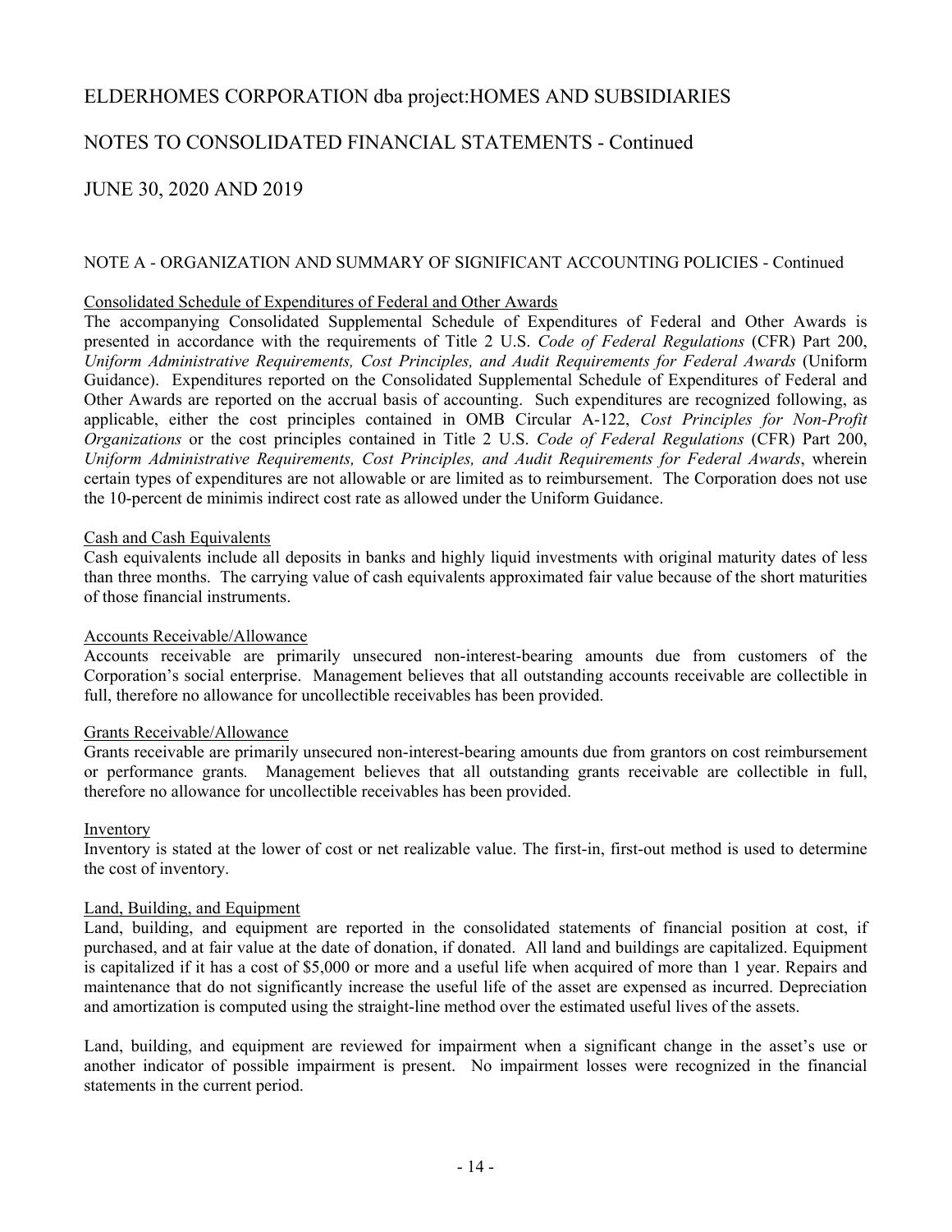# ELDERHOMES CORPORATION dba project:HOMES AND SUBSIDIARIES

## NOTES TO CONSOLIDATED FINANCIAL STATEMENTS - Continued

## JUNE 30, 2020 AND 2019

### NOTE A - ORGANIZATION AND SUMMARY OF SIGNIFICANT ACCOUNTING POLICIES - Continued

Consolidated Schedule of Expenditures of Federal and Other Awards

The accompanying Consolidated Supplemental Schedule of Expenditures of Federal and Other Awards is presented in accordance with the requirements of Title 2 U.S. *Code of Federal Regulations* (CFR) Part 200, *Uniform Administrative Requirements, Cost Principles, and Audit Requirements for Federal Awards* (Uniform Guidance). Expenditures reported on the Consolidated Supplemental Schedule of Expenditures of Federal and Other Awards are reported on the accrual basis of accounting. Such expenditures are recognized following, as applicable, either the cost principles contained in OMB Circular A-122, *Cost Principles for Non-Profit Organizations* or the cost principles contained in Title 2 U.S. *Code of Federal Regulations* (CFR) Part 200, *Uniform Administrative Requirements, Cost Principles, and Audit Requirements for Federal Awards*, wherein certain types of expenditures are not allowable or are limited as to reimbursement. The Corporation does not use the 10-percent de minimis indirect cost rate as allowed under the Uniform Guidance.

Cash and Cash Equivalents

Cash equivalents include all deposits in banks and highly liquid investments with original maturity dates of less than three months. The carrying value of cash equivalents approximated fair value because of the short maturities of those financial instruments.

Accounts Receivable/Allowance

Accounts receivable are primarily unsecured non-interest-bearing amounts due from customers of the Corporation's social enterprise. Management believes that all outstanding accounts receivable are collectible in full, therefore no allowance for uncollectible receivables has been provided.

Grants Receivable/Allowance

Grants receivable are primarily unsecured non-interest-bearing amounts due from grantors on cost reimbursement or performance grants. Management believes that all outstanding grants receivable are collectible in full, therefore no allowance for uncollectible receivables has been provided.

Inventory

Inventory is stated at the lower of cost or net realizable value. The first-in, first-out method is used to determine the cost of inventory.

Land, Building, and Equipment

Land, building, and equipment are reported in the consolidated statements of financial position at cost, if purchased, and at fair value at the date of donation, if donated. All land and buildings are capitalized. Equipment is capitalized if it has a cost of $5,000 or more and a useful life when acquired of more than 1 year. Repairs and maintenance that do not significantly increase the useful life of the asset are expensed as incurred. Depreciation and amortization is computed using the straight-line method over the estimated useful lives of the assets.

Land, building, and equipment are reviewed for impairment when a significant change in the asset's use or another indicator of possible impairment is present. No impairment losses were recognized in the financial statements in the current period.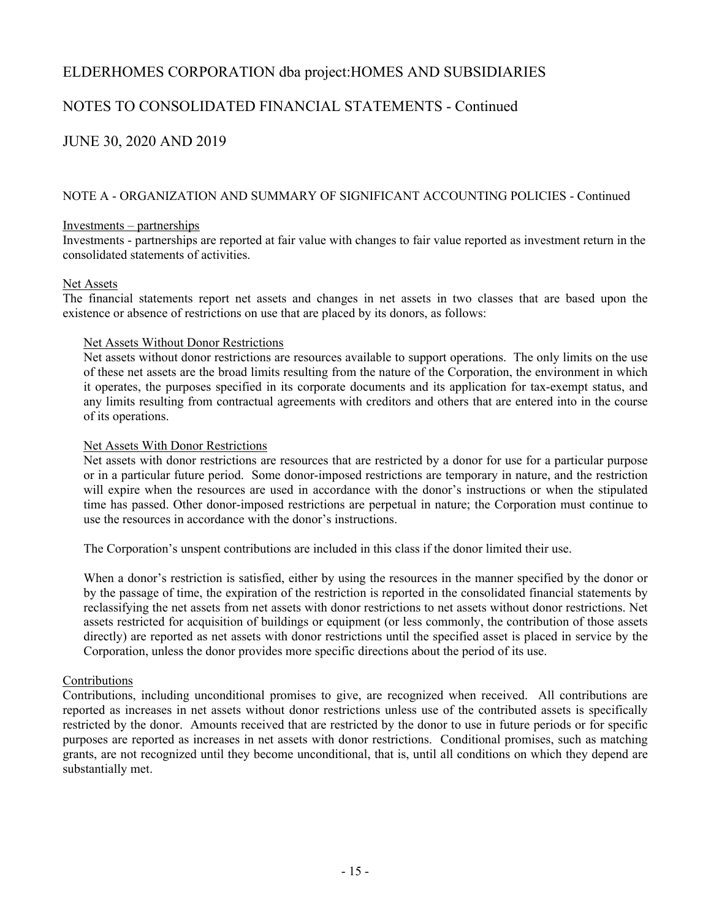# ELDERHOMES CORPORATION dba project:HOMES AND SUBSIDIARIES

## NOTES TO CONSOLIDATED FINANCIAL STATEMENTS - Continued

## JUNE 30, 2020 AND 2019

### NOTE A - ORGANIZATION AND SUMMARY OF SIGNIFICANT ACCOUNTING POLICIES - Continued

Investments – partnerships

Investments - partnerships are reported at fair value with changes to fair value reported as investment return in the consolidated statements of activities.

Net Assets

The financial statements report net assets and changes in net assets in two classes that are based upon the existence or absence of restrictions on use that are placed by its donors, as follows:

Net Assets Without Donor Restrictions

Net assets without donor restrictions are resources available to support operations. The only limits on the use of these net assets are the broad limits resulting from the nature of the Corporation, the environment in which it operates, the purposes specified in its corporate documents and its application for tax-exempt status, and any limits resulting from contractual agreements with creditors and others that are entered into in the course of its operations.

Net Assets With Donor Restrictions

Net assets with donor restrictions are resources that are restricted by a donor for use for a particular purpose or in a particular future period. Some donor-imposed restrictions are temporary in nature, and the restriction will expire when the resources are used in accordance with the donor's instructions or when the stipulated time has passed. Other donor-imposed restrictions are perpetual in nature; the Corporation must continue to use the resources in accordance with the donor's instructions.

The Corporation's unspent contributions are included in this class if the donor limited their use.

When a donor's restriction is satisfied, either by using the resources in the manner specified by the donor or by the passage of time, the expiration of the restriction is reported in the consolidated financial statements by reclassifying the net assets from net assets with donor restrictions to net assets without donor restrictions. Net assets restricted for acquisition of buildings or equipment (or less commonly, the contribution of those assets directly) are reported as net assets with donor restrictions until the specified asset is placed in service by the Corporation, unless the donor provides more specific directions about the period of its use.

Contributions

Contributions, including unconditional promises to give, are recognized when received. All contributions are reported as increases in net assets without donor restrictions unless use of the contributed assets is specifically restricted by the donor. Amounts received that are restricted by the donor to use in future periods or for specific purposes are reported as increases in net assets with donor restrictions. Conditional promises, such as matching grants, are not recognized until they become unconditional, that is, until all conditions on which they depend are substantially met.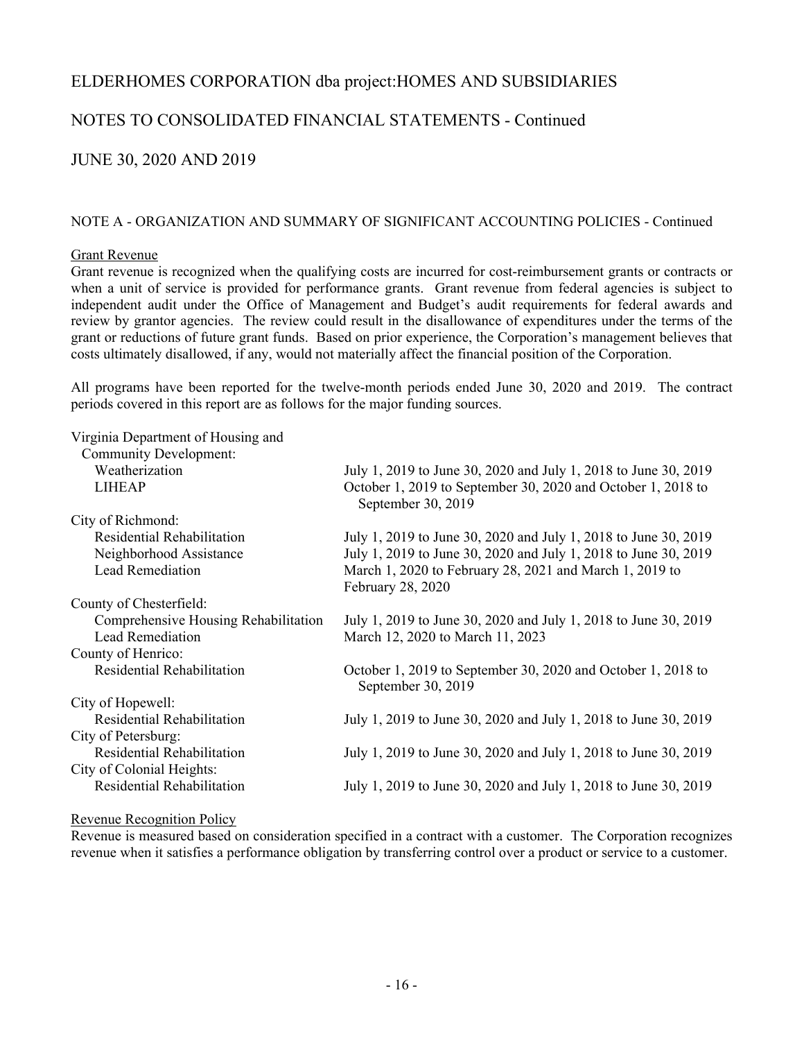# ELDERHOMES CORPORATION dba project:HOMES AND SUBSIDIARIES

## NOTES TO CONSOLIDATED FINANCIAL STATEMENTS - Continued

## JUNE 30, 2020 AND 2019

### NOTE A - ORGANIZATION AND SUMMARY OF SIGNIFICANT ACCOUNTING POLICIES - Continued

#### Grant Revenue

Grant revenue is recognized when the qualifying costs are incurred for cost-reimbursement grants or contracts or when a unit of service is provided for performance grants. Grant revenue from federal agencies is subject to independent audit under the Office of Management and Budget's audit requirements for federal awards and review by grantor agencies. The review could result in the disallowance of expenditures under the terms of the grant or reductions of future grant funds. Based on prior experience, the Corporation's management believes that costs ultimately disallowed, if any, would not materially affect the financial position of the Corporation.

All programs have been reported for the twelve-month periods ended June 30, 2020 and 2019. The contract periods covered in this report are as follows for the major funding sources.

| Funding Source | Contract Period |
|---|---|
| Virginia Department of Housing and Community Development: | |
| Weatherization | July 1, 2019 to June 30, 2020 and July 1, 2018 to June 30, 2019 |
| LIHEAP | October 1, 2019 to September 30, 2020 and October 1, 2018 to September 30, 2019 |
| City of Richmond: | |
| Residential Rehabilitation | July 1, 2019 to June 30, 2020 and July 1, 2018 to June 30, 2019 |
| Neighborhood Assistance | July 1, 2019 to June 30, 2020 and July 1, 2018 to June 30, 2019 |
| Lead Remediation | March 1, 2020 to February 28, 2021 and March 1, 2019 to February 28, 2020 |
| County of Chesterfield: | |
| Comprehensive Housing Rehabilitation | July 1, 2019 to June 30, 2020 and July 1, 2018 to June 30, 2019 |
| Lead Remediation | March 12, 2020 to March 11, 2023 |
| County of Henrico: | |
| Residential Rehabilitation | October 1, 2019 to September 30, 2020 and October 1, 2018 to September 30, 2019 |
| City of Hopewell: | |
| Residential Rehabilitation | July 1, 2019 to June 30, 2020 and July 1, 2018 to June 30, 2019 |
| City of Petersburg: | |
| Residential Rehabilitation | July 1, 2019 to June 30, 2020 and July 1, 2018 to June 30, 2019 |
| City of Colonial Heights: | |
| Residential Rehabilitation | July 1, 2019 to June 30, 2020 and July 1, 2018 to June 30, 2019 |

#### Revenue Recognition Policy

Revenue is measured based on consideration specified in a contract with a customer. The Corporation recognizes revenue when it satisfies a performance obligation by transferring control over a product or service to a customer.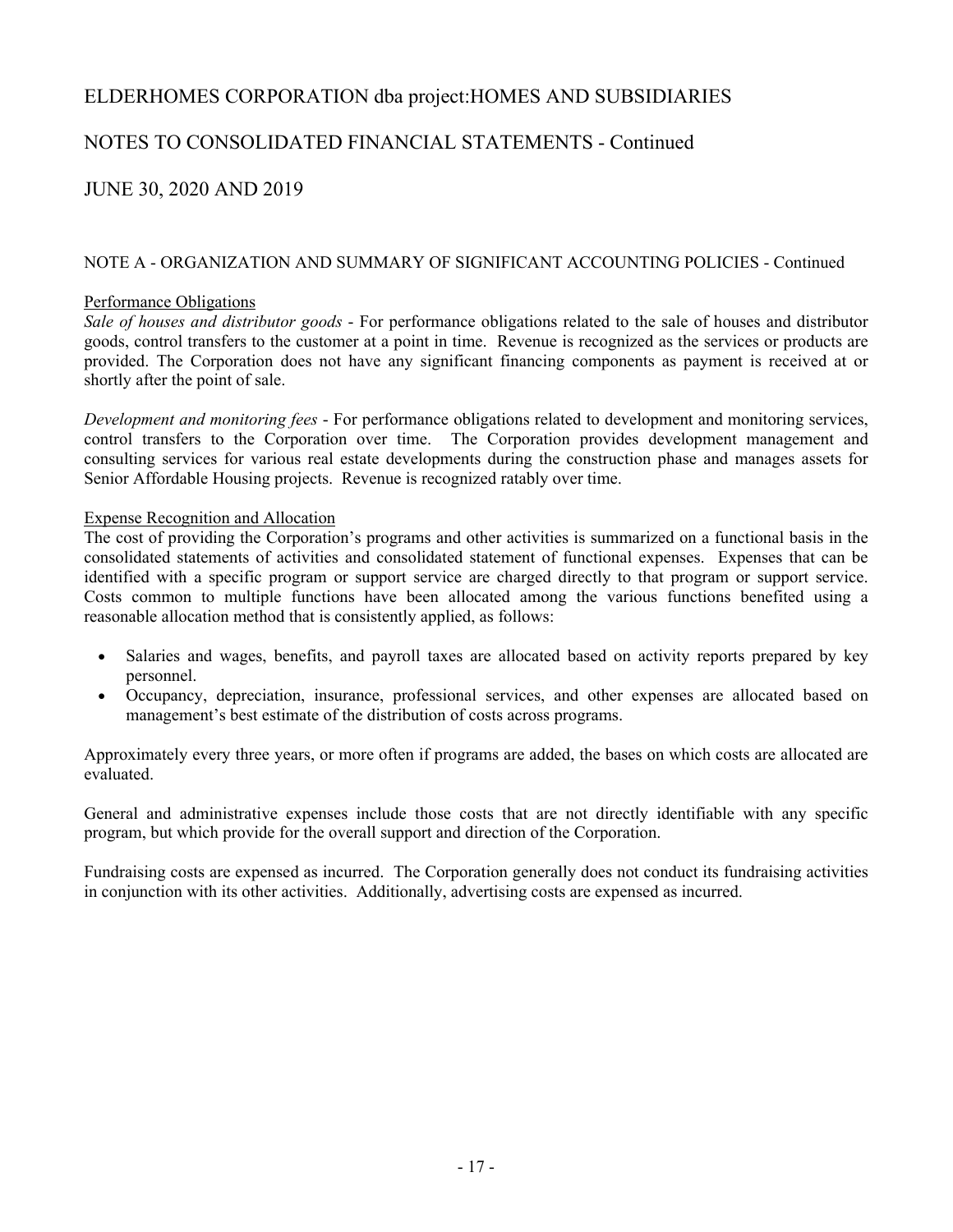# ELDERHOMES CORPORATION dba project:HOMES AND SUBSIDIARIES

## NOTES TO CONSOLIDATED FINANCIAL STATEMENTS - Continued

## JUNE 30, 2020 AND 2019

### NOTE A - ORGANIZATION AND SUMMARY OF SIGNIFICANT ACCOUNTING POLICIES - Continued

Performance Obligations

*Sale of houses and distributor goods* - For performance obligations related to the sale of houses and distributor goods, control transfers to the customer at a point in time. Revenue is recognized as the services or products are provided. The Corporation does not have any significant financing components as payment is received at or shortly after the point of sale.

*Development and monitoring fees* - For performance obligations related to development and monitoring services, control transfers to the Corporation over time. The Corporation provides development management and consulting services for various real estate developments during the construction phase and manages assets for Senior Affordable Housing projects. Revenue is recognized ratably over time.

Expense Recognition and Allocation

The cost of providing the Corporation's programs and other activities is summarized on a functional basis in the consolidated statements of activities and consolidated statement of functional expenses. Expenses that can be identified with a specific program or support service are charged directly to that program or support service. Costs common to multiple functions have been allocated among the various functions benefited using a reasonable allocation method that is consistently applied, as follows:

- Salaries and wages, benefits, and payroll taxes are allocated based on activity reports prepared by key personnel.
- Occupancy, depreciation, insurance, professional services, and other expenses are allocated based on management's best estimate of the distribution of costs across programs.

Approximately every three years, or more often if programs are added, the bases on which costs are allocated are evaluated.

General and administrative expenses include those costs that are not directly identifiable with any specific program, but which provide for the overall support and direction of the Corporation.

Fundraising costs are expensed as incurred. The Corporation generally does not conduct its fundraising activities in conjunction with its other activities. Additionally, advertising costs are expensed as incurred.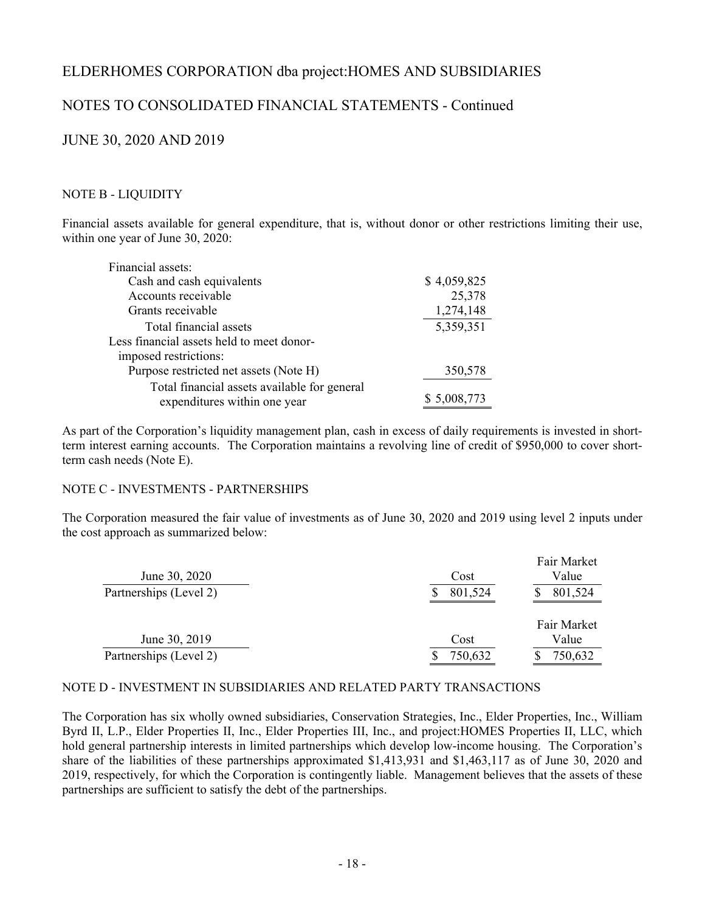# ELDERHOMES CORPORATION dba project:HOMES AND SUBSIDIARIES

## NOTES TO CONSOLIDATED FINANCIAL STATEMENTS - Continued

## JUNE 30, 2020 AND 2019

### NOTE B - LIQUIDITY

Financial assets available for general expenditure, that is, without donor or other restrictions limiting their use, within one year of June 30, 2020:

| | |
|---|---|
| Financial assets: | |
| Cash and cash equivalents | $ 4,059,825 |
| Accounts receivable | 25,378 |
| Grants receivable | 1,274,148 |
| Total financial assets | 5,359,351 |
| Less financial assets held to meet donor-imposed restrictions: | |
| Purpose restricted net assets (Note H) | 350,578 |
| Total financial assets available for general expenditures within one year | $ 5,008,773 |

As part of the Corporation's liquidity management plan, cash in excess of daily requirements is invested in short-term interest earning accounts. The Corporation maintains a revolving line of credit of $950,000 to cover short-term cash needs (Note E).

### NOTE C - INVESTMENTS - PARTNERSHIPS

The Corporation measured the fair value of investments as of June 30, 2020 and 2019 using level 2 inputs under the cost approach as summarized below:

| June 30, 2020 | Cost | Fair Market Value |
|---|---|---|
| Partnerships (Level 2) | $ 801,524 | $ 801,524 |

| June 30, 2019 | Cost | Fair Market Value |
|---|---|---|
| Partnerships (Level 2) | $ 750,632 | $ 750,632 |

### NOTE D - INVESTMENT IN SUBSIDIARIES AND RELATED PARTY TRANSACTIONS

The Corporation has six wholly owned subsidiaries, Conservation Strategies, Inc., Elder Properties, Inc., William Byrd II, L.P., Elder Properties II, Inc., Elder Properties III, Inc., and project:HOMES Properties II, LLC, which hold general partnership interests in limited partnerships which develop low-income housing. The Corporation's share of the liabilities of these partnerships approximated $1,413,931 and $1,463,117 as of June 30, 2020 and 2019, respectively, for which the Corporation is contingently liable. Management believes that the assets of these partnerships are sufficient to satisfy the debt of the partnerships.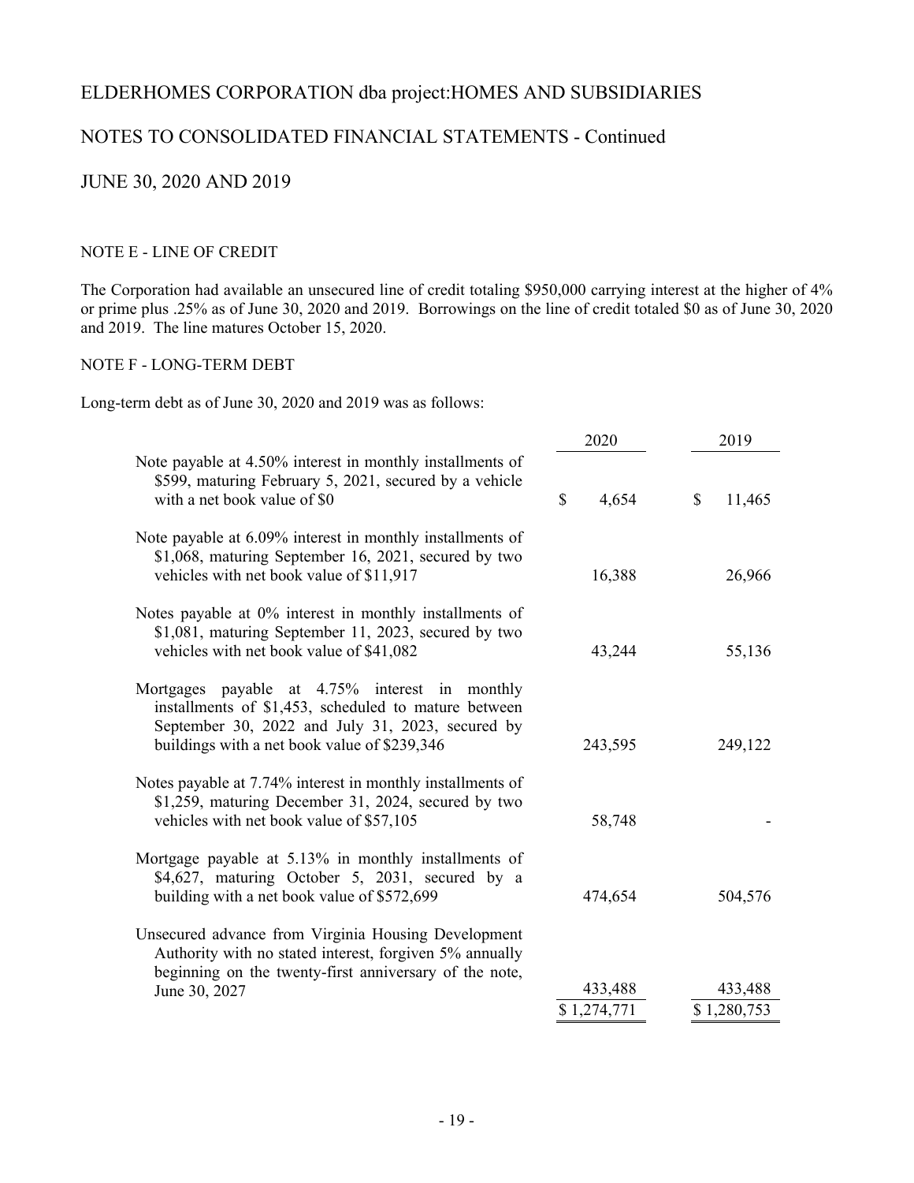# ELDERHOMES CORPORATION dba project:HOMES AND SUBSIDIARIES

## NOTES TO CONSOLIDATED FINANCIAL STATEMENTS - Continued

## JUNE 30, 2020 AND 2019

### NOTE E - LINE OF CREDIT

The Corporation had available an unsecured line of credit totaling $950,000 carrying interest at the higher of 4% or prime plus .25% as of June 30, 2020 and 2019. Borrowings on the line of credit totaled $0 as of June 30, 2020 and 2019. The line matures October 15, 2020.

### NOTE F - LONG-TERM DEBT

Long-term debt as of June 30, 2020 and 2019 was as follows:

| | 2020 | 2019 |
|---|---|---|
| Note payable at 4.50% interest in monthly installments of $599, maturing February 5, 2021, secured by a vehicle with a net book value of $0 | $ 4,654 | $ 11,465 |
| Note payable at 6.09% interest in monthly installments of $1,068, maturing September 16, 2021, secured by two vehicles with net book value of $11,917 | 16,388 | 26,966 |
| Notes payable at 0% interest in monthly installments of $1,081, maturing September 11, 2023, secured by two vehicles with net book value of $41,082 | 43,244 | 55,136 |
| Mortgages payable at 4.75% interest in monthly installments of $1,453, scheduled to mature between September 30, 2022 and July 31, 2023, secured by buildings with a net book value of $239,346 | 243,595 | 249,122 |
| Notes payable at 7.74% interest in monthly installments of $1,259, maturing December 31, 2024, secured by two vehicles with net book value of $57,105 | 58,748 | - |
| Mortgage payable at 5.13% in monthly installments of $4,627, maturing October 5, 2031, secured by a building with a net book value of $572,699 | 474,654 | 504,576 |
| Unsecured advance from Virginia Housing Development Authority with no stated interest, forgiven 5% annually beginning on the twenty-first anniversary of the note, June 30, 2027 | 433,488 | 433,488 |
| | $ 1,274,771 | $ 1,280,753 |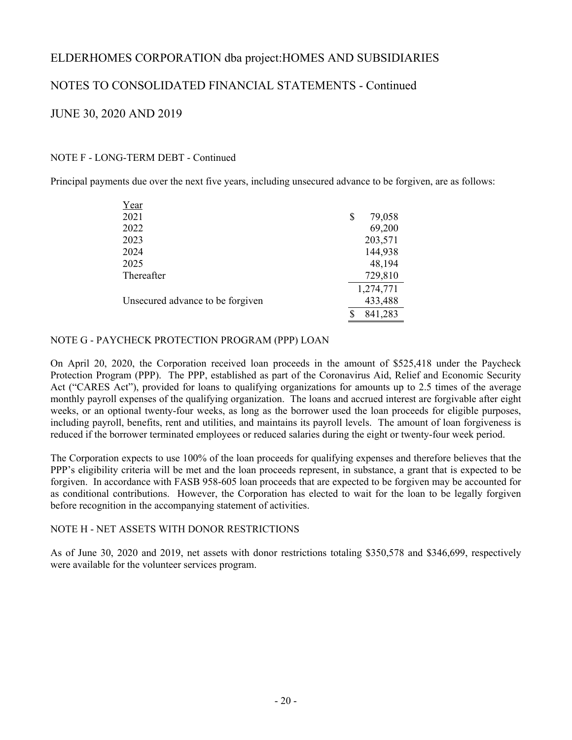# ELDERHOMES CORPORATION dba project:HOMES AND SUBSIDIARIES

## NOTES TO CONSOLIDATED FINANCIAL STATEMENTS - Continued

## JUNE 30, 2020 AND 2019

### NOTE F - LONG-TERM DEBT - Continued

Principal payments due over the next five years, including unsecured advance to be forgiven, are as follows:

| Year | |
|---|---|
| 2021 | $ 79,058 |
| 2022 | 69,200 |
| 2023 | 203,571 |
| 2024 | 144,938 |
| 2025 | 48,194 |
| Thereafter | 729,810 |
| | 1,274,771 |
| Unsecured advance to be forgiven | 433,488 |
| | $ 841,283 |

### NOTE G - PAYCHECK PROTECTION PROGRAM (PPP) LOAN

On April 20, 2020, the Corporation received loan proceeds in the amount of $525,418 under the Paycheck Protection Program (PPP). The PPP, established as part of the Coronavirus Aid, Relief and Economic Security Act ("CARES Act"), provided for loans to qualifying organizations for amounts up to 2.5 times of the average monthly payroll expenses of the qualifying organization. The loans and accrued interest are forgivable after eight weeks, or an optional twenty-four weeks, as long as the borrower used the loan proceeds for eligible purposes, including payroll, benefits, rent and utilities, and maintains its payroll levels. The amount of loan forgiveness is reduced if the borrower terminated employees or reduced salaries during the eight or twenty-four week period.

The Corporation expects to use 100% of the loan proceeds for qualifying expenses and therefore believes that the PPP's eligibility criteria will be met and the loan proceeds represent, in substance, a grant that is expected to be forgiven. In accordance with FASB 958-605 loan proceeds that are expected to be forgiven may be accounted for as conditional contributions. However, the Corporation has elected to wait for the loan to be legally forgiven before recognition in the accompanying statement of activities.

### NOTE H - NET ASSETS WITH DONOR RESTRICTIONS

As of June 30, 2020 and 2019, net assets with donor restrictions totaling $350,578 and $346,699, respectively were available for the volunteer services program.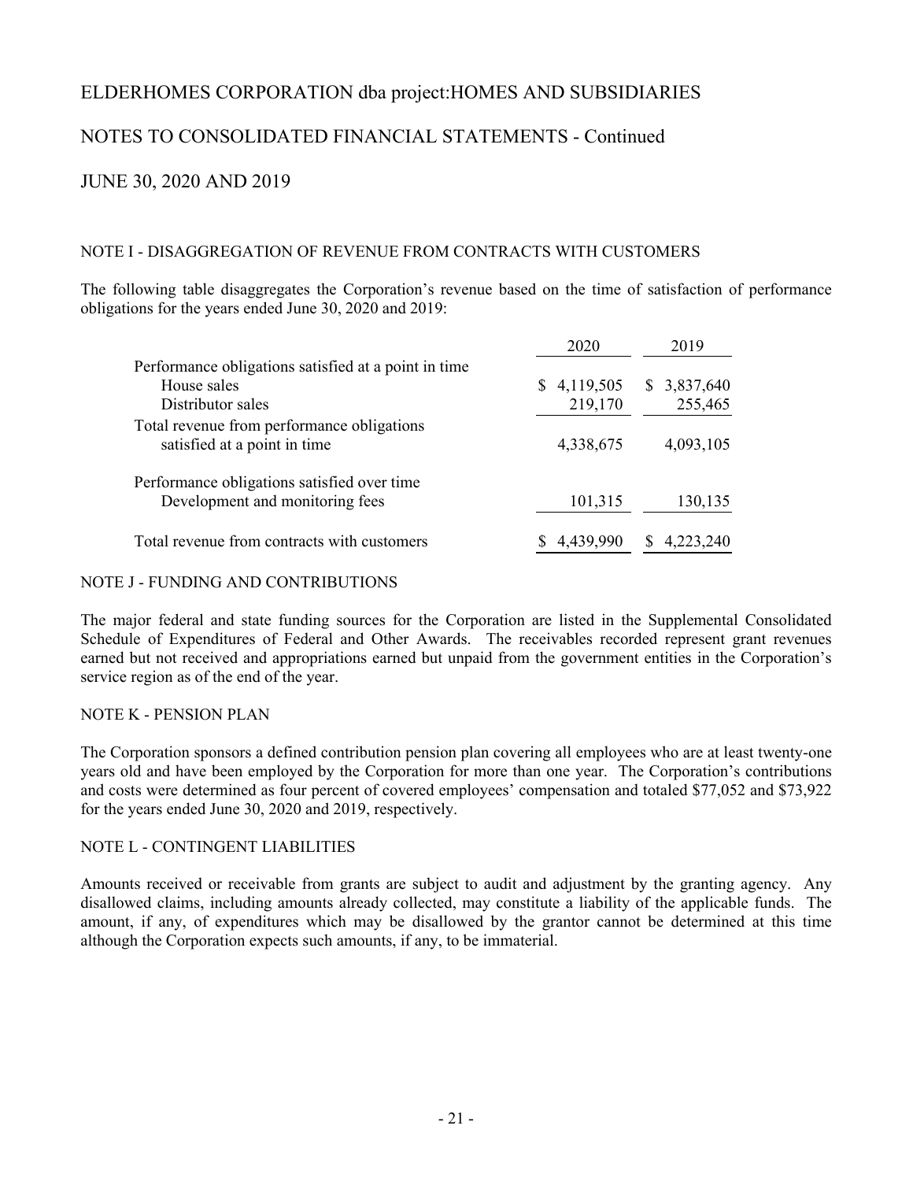# ELDERHOMES CORPORATION dba project:HOMES AND SUBSIDIARIES

## NOTES TO CONSOLIDATED FINANCIAL STATEMENTS - Continued

## JUNE 30, 2020 AND 2019

### NOTE I - DISAGGREGATION OF REVENUE FROM CONTRACTS WITH CUSTOMERS

The following table disaggregates the Corporation's revenue based on the time of satisfaction of performance obligations for the years ended June 30, 2020 and 2019:

| | 2020 | 2019 |
|---|---|---|
| Performance obligations satisfied at a point in time | | |
| House sales | $ 4,119,505 | $ 3,837,640 |
| Distributor sales | 219,170 | 255,465 |
| Total revenue from performance obligations satisfied at a point in time | 4,338,675 | 4,093,105 |
| Performance obligations satisfied over time | | |
| Development and monitoring fees | 101,315 | 130,135 |
| Total revenue from contracts with customers | $ 4,439,990 | $ 4,223,240 |

### NOTE J - FUNDING AND CONTRIBUTIONS

The major federal and state funding sources for the Corporation are listed in the Supplemental Consolidated Schedule of Expenditures of Federal and Other Awards. The receivables recorded represent grant revenues earned but not received and appropriations earned but unpaid from the government entities in the Corporation's service region as of the end of the year.

### NOTE K - PENSION PLAN

The Corporation sponsors a defined contribution pension plan covering all employees who are at least twenty-one years old and have been employed by the Corporation for more than one year. The Corporation's contributions and costs were determined as four percent of covered employees' compensation and totaled $77,052 and $73,922 for the years ended June 30, 2020 and 2019, respectively.

### NOTE L - CONTINGENT LIABILITIES

Amounts received or receivable from grants are subject to audit and adjustment by the granting agency. Any disallowed claims, including amounts already collected, may constitute a liability of the applicable funds. The amount, if any, of expenditures which may be disallowed by the grantor cannot be determined at this time although the Corporation expects such amounts, if any, to be immaterial.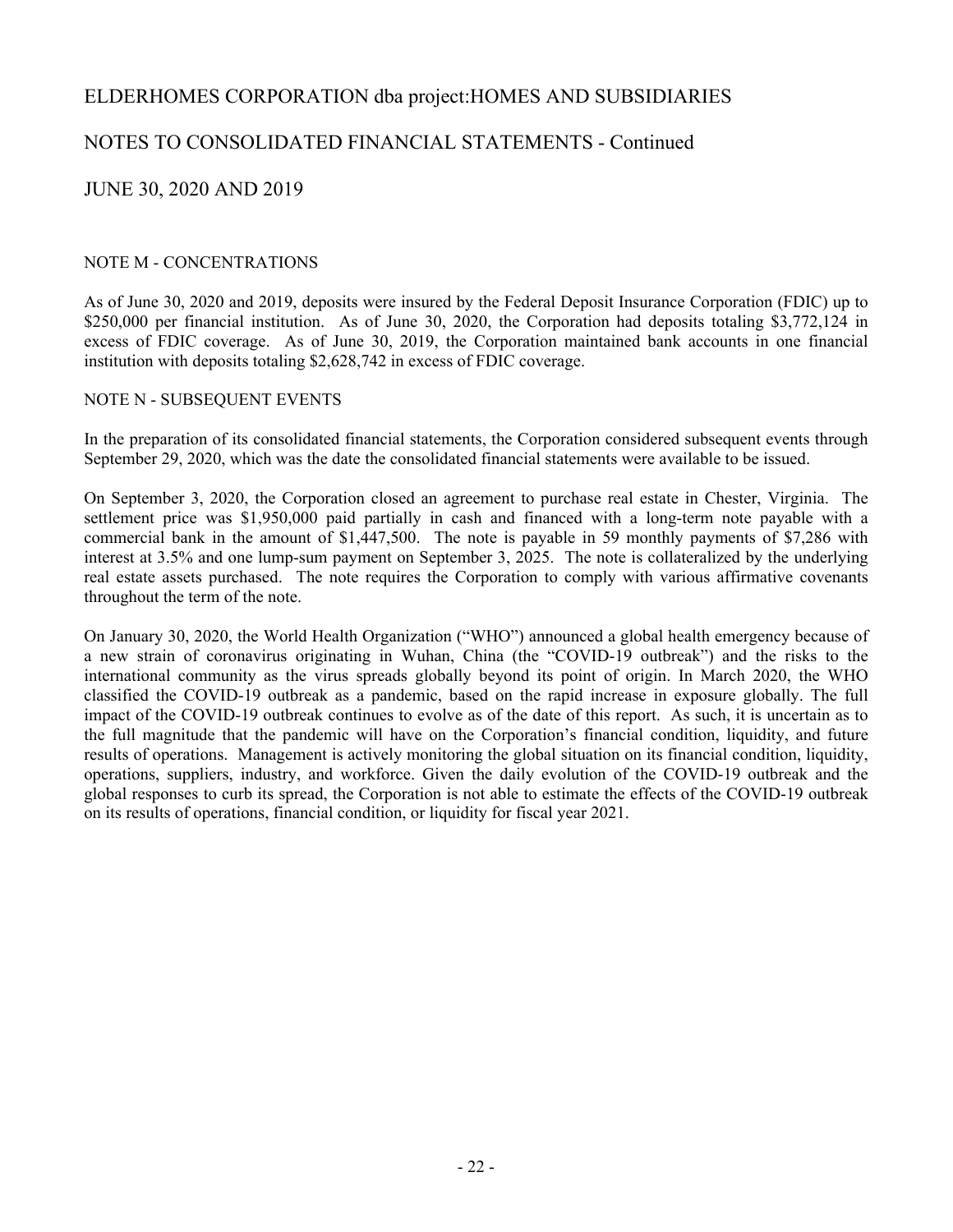# ELDERHOMES CORPORATION dba project:HOMES AND SUBSIDIARIES

## NOTES TO CONSOLIDATED FINANCIAL STATEMENTS - Continued

## JUNE 30, 2020 AND 2019

### NOTE M - CONCENTRATIONS

As of June 30, 2020 and 2019, deposits were insured by the Federal Deposit Insurance Corporation (FDIC) up to $250,000 per financial institution. As of June 30, 2020, the Corporation had deposits totaling $3,772,124 in excess of FDIC coverage. As of June 30, 2019, the Corporation maintained bank accounts in one financial institution with deposits totaling $2,628,742 in excess of FDIC coverage.

### NOTE N - SUBSEQUENT EVENTS

In the preparation of its consolidated financial statements, the Corporation considered subsequent events through September 29, 2020, which was the date the consolidated financial statements were available to be issued.

On September 3, 2020, the Corporation closed an agreement to purchase real estate in Chester, Virginia. The settlement price was $1,950,000 paid partially in cash and financed with a long-term note payable with a commercial bank in the amount of $1,447,500. The note is payable in 59 monthly payments of $7,286 with interest at 3.5% and one lump-sum payment on September 3, 2025. The note is collateralized by the underlying real estate assets purchased. The note requires the Corporation to comply with various affirmative covenants throughout the term of the note.

On January 30, 2020, the World Health Organization ("WHO") announced a global health emergency because of a new strain of coronavirus originating in Wuhan, China (the "COVID-19 outbreak") and the risks to the international community as the virus spreads globally beyond its point of origin. In March 2020, the WHO classified the COVID-19 outbreak as a pandemic, based on the rapid increase in exposure globally. The full impact of the COVID-19 outbreak continues to evolve as of the date of this report. As such, it is uncertain as to the full magnitude that the pandemic will have on the Corporation's financial condition, liquidity, and future results of operations. Management is actively monitoring the global situation on its financial condition, liquidity, operations, suppliers, industry, and workforce. Given the daily evolution of the COVID-19 outbreak and the global responses to curb its spread, the Corporation is not able to estimate the effects of the COVID-19 outbreak on its results of operations, financial condition, or liquidity for fiscal year 2021.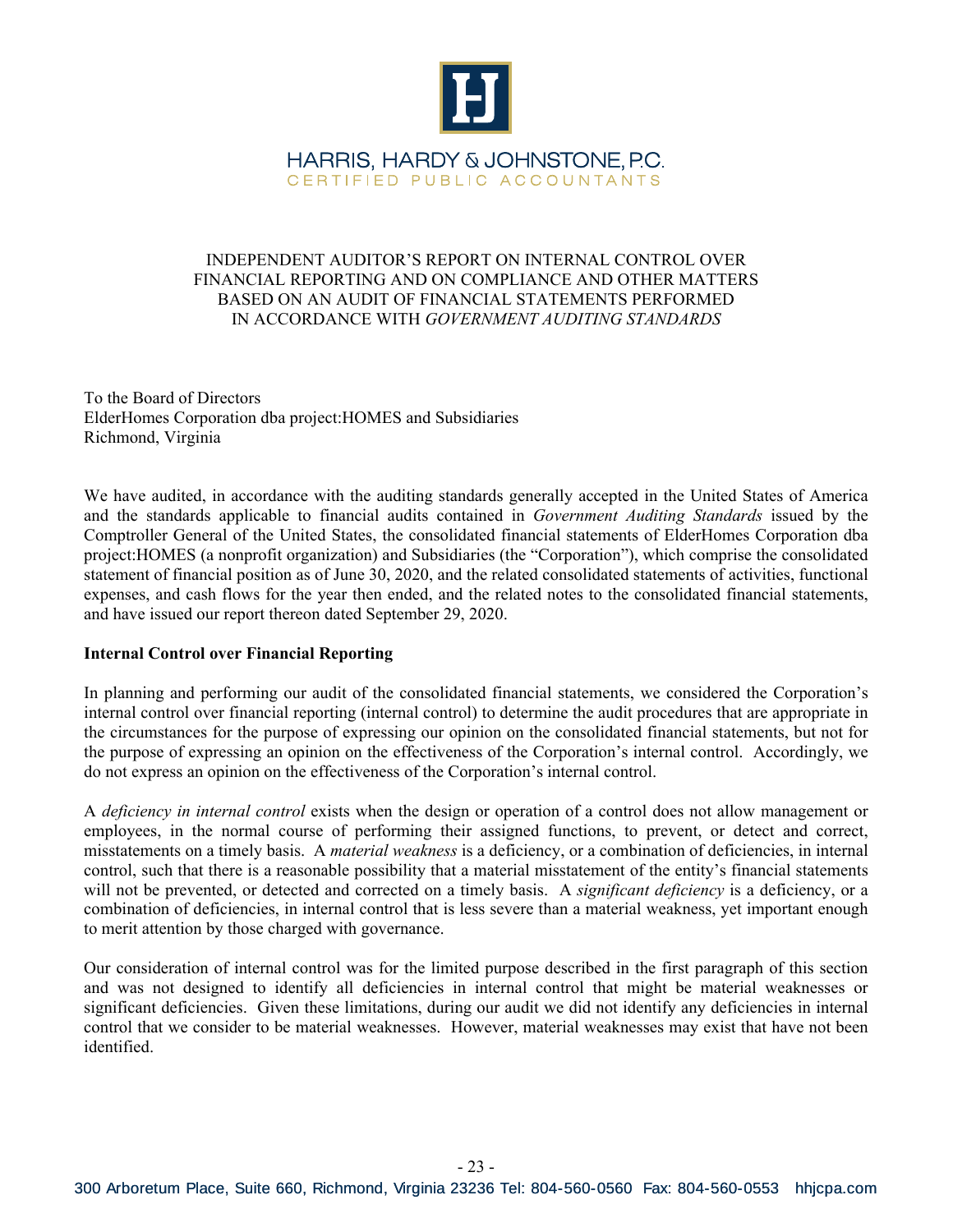HARRIS, HARDY & JOHNSTONE, P.C.
CERTIFIED PUBLIC ACCOUNTANTS

# INDEPENDENT AUDITOR'S REPORT ON INTERNAL CONTROL OVER FINANCIAL REPORTING AND ON COMPLIANCE AND OTHER MATTERS BASED ON AN AUDIT OF FINANCIAL STATEMENTS PERFORMED IN ACCORDANCE WITH *GOVERNMENT AUDITING STANDARDS*

To the Board of Directors
ElderHomes Corporation dba project:HOMES and Subsidiaries
Richmond, Virginia

We have audited, in accordance with the auditing standards generally accepted in the United States of America and the standards applicable to financial audits contained in *Government Auditing Standards* issued by the Comptroller General of the United States, the consolidated financial statements of ElderHomes Corporation dba project:HOMES (a nonprofit organization) and Subsidiaries (the "Corporation"), which comprise the consolidated statement of financial position as of June 30, 2020, and the related consolidated statements of activities, functional expenses, and cash flows for the year then ended, and the related notes to the consolidated financial statements, and have issued our report thereon dated September 29, 2020.

**Internal Control over Financial Reporting**

In planning and performing our audit of the consolidated financial statements, we considered the Corporation's internal control over financial reporting (internal control) to determine the audit procedures that are appropriate in the circumstances for the purpose of expressing our opinion on the consolidated financial statements, but not for the purpose of expressing an opinion on the effectiveness of the Corporation's internal control. Accordingly, we do not express an opinion on the effectiveness of the Corporation's internal control.

A *deficiency in internal control* exists when the design or operation of a control does not allow management or employees, in the normal course of performing their assigned functions, to prevent, or detect and correct, misstatements on a timely basis. A *material weakness* is a deficiency, or a combination of deficiencies, in internal control, such that there is a reasonable possibility that a material misstatement of the entity's financial statements will not be prevented, or detected and corrected on a timely basis. A *significant deficiency* is a deficiency, or a combination of deficiencies, in internal control that is less severe than a material weakness, yet important enough to merit attention by those charged with governance.

Our consideration of internal control was for the limited purpose described in the first paragraph of this section and was not designed to identify all deficiencies in internal control that might be material weaknesses or significant deficiencies. Given these limitations, during our audit we did not identify any deficiencies in internal control that we consider to be material weaknesses. However, material weaknesses may exist that have not been identified.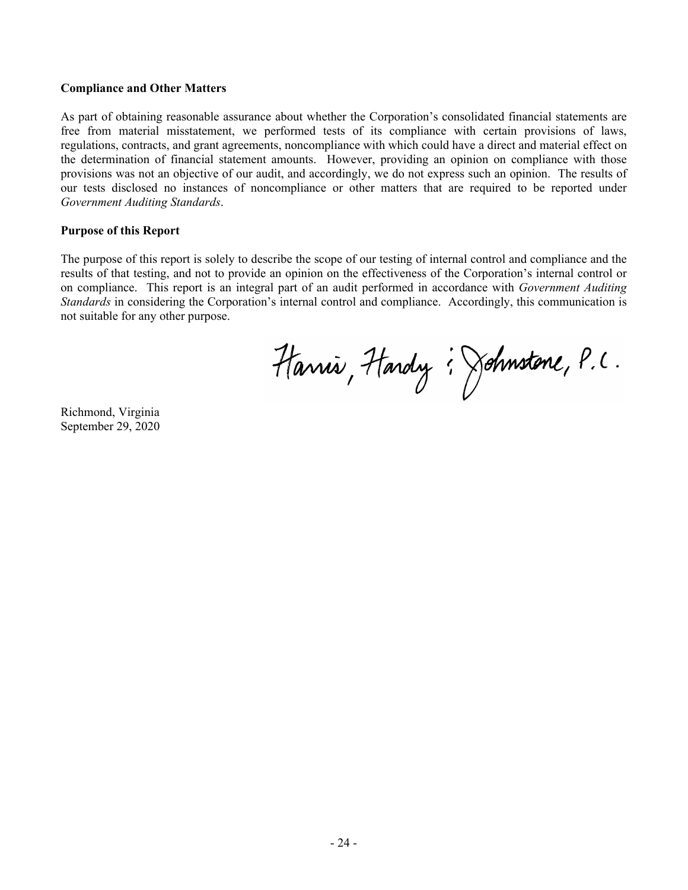**Compliance and Other Matters**

As part of obtaining reasonable assurance about whether the Corporation's consolidated financial statements are free from material misstatement, we performed tests of its compliance with certain provisions of laws, regulations, contracts, and grant agreements, noncompliance with which could have a direct and material effect on the determination of financial statement amounts. However, providing an opinion on compliance with those provisions was not an objective of our audit, and accordingly, we do not express such an opinion. The results of our tests disclosed no instances of noncompliance or other matters that are required to be reported under *Government Auditing Standards*.

**Purpose of this Report**

The purpose of this report is solely to describe the scope of our testing of internal control and compliance and the results of that testing, and not to provide an opinion on the effectiveness of the Corporation's internal control or on compliance. This report is an integral part of an audit performed in accordance with *Government Auditing Standards* in considering the Corporation's internal control and compliance. Accordingly, this communication is not suitable for any other purpose.

Harris, Hardy & Johnstone, P.C.

Richmond, Virginia
September 29, 2020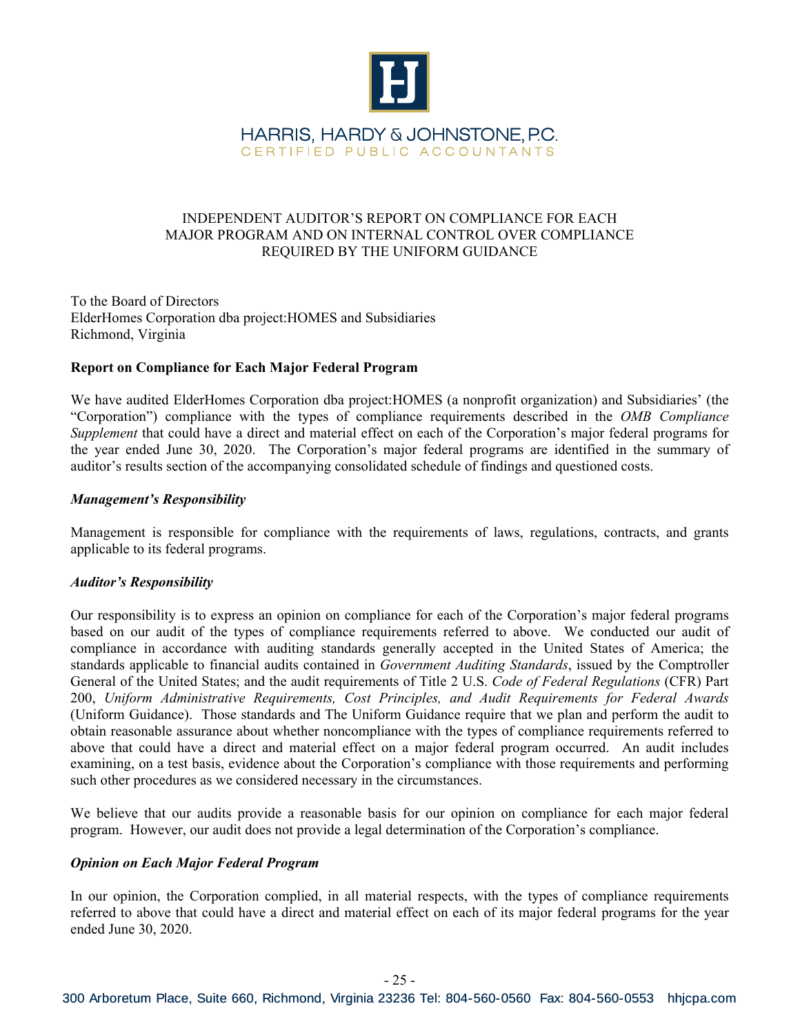HARRIS, HARDY & JOHNSTONE, P.C.
CERTIFIED PUBLIC ACCOUNTANTS

# INDEPENDENT AUDITOR'S REPORT ON COMPLIANCE FOR EACH MAJOR PROGRAM AND ON INTERNAL CONTROL OVER COMPLIANCE REQUIRED BY THE UNIFORM GUIDANCE

To the Board of Directors
ElderHomes Corporation dba project:HOMES and Subsidiaries
Richmond, Virginia

**Report on Compliance for Each Major Federal Program**

We have audited ElderHomes Corporation dba project:HOMES (a nonprofit organization) and Subsidiaries' (the "Corporation") compliance with the types of compliance requirements described in the *OMB Compliance Supplement* that could have a direct and material effect on each of the Corporation's major federal programs for the year ended June 30, 2020. The Corporation's major federal programs are identified in the summary of auditor's results section of the accompanying consolidated schedule of findings and questioned costs.

***Management's Responsibility***

Management is responsible for compliance with the requirements of laws, regulations, contracts, and grants applicable to its federal programs.

***Auditor's Responsibility***

Our responsibility is to express an opinion on compliance for each of the Corporation's major federal programs based on our audit of the types of compliance requirements referred to above. We conducted our audit of compliance in accordance with auditing standards generally accepted in the United States of America; the standards applicable to financial audits contained in *Government Auditing Standards*, issued by the Comptroller General of the United States; and the audit requirements of Title 2 U.S. *Code of Federal Regulations* (CFR) Part 200, *Uniform Administrative Requirements, Cost Principles, and Audit Requirements for Federal Awards* (Uniform Guidance). Those standards and The Uniform Guidance require that we plan and perform the audit to obtain reasonable assurance about whether noncompliance with the types of compliance requirements referred to above that could have a direct and material effect on a major federal program occurred. An audit includes examining, on a test basis, evidence about the Corporation's compliance with those requirements and performing such other procedures as we considered necessary in the circumstances.

We believe that our audits provide a reasonable basis for our opinion on compliance for each major federal program. However, our audit does not provide a legal determination of the Corporation's compliance.

***Opinion on Each Major Federal Program***

In our opinion, the Corporation complied, in all material respects, with the types of compliance requirements referred to above that could have a direct and material effect on each of its major federal programs for the year ended June 30, 2020.

300 Arboretum Place, Suite 660, Richmond, Virginia 23236 Tel: 804-560-0560 Fax: 804-560-0553 hhjcpa.com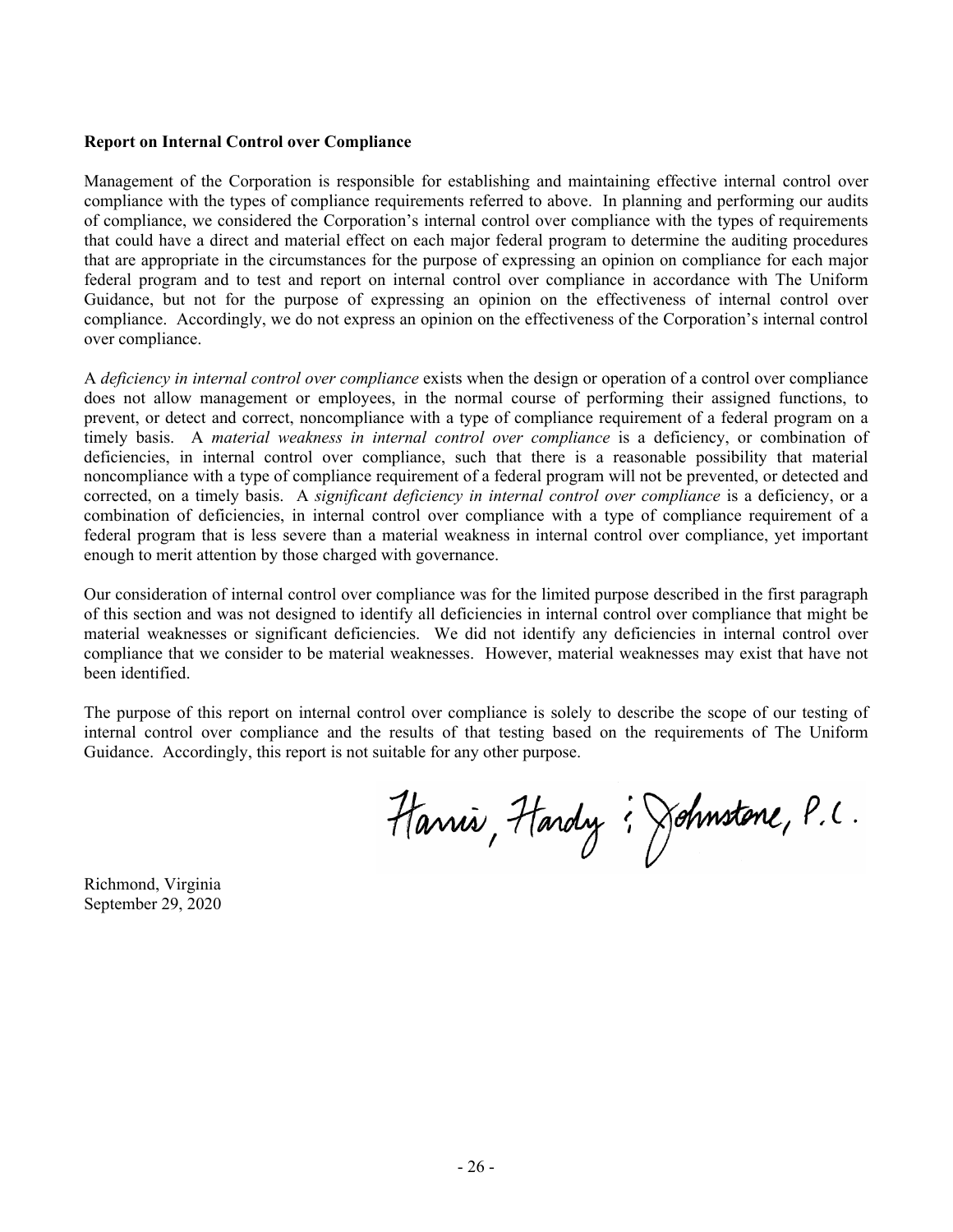**Report on Internal Control over Compliance**

Management of the Corporation is responsible for establishing and maintaining effective internal control over compliance with the types of compliance requirements referred to above. In planning and performing our audits of compliance, we considered the Corporation's internal control over compliance with the types of requirements that could have a direct and material effect on each major federal program to determine the auditing procedures that are appropriate in the circumstances for the purpose of expressing an opinion on compliance for each major federal program and to test and report on internal control over compliance in accordance with The Uniform Guidance, but not for the purpose of expressing an opinion on the effectiveness of internal control over compliance. Accordingly, we do not express an opinion on the effectiveness of the Corporation's internal control over compliance.

A *deficiency in internal control over compliance* exists when the design or operation of a control over compliance does not allow management or employees, in the normal course of performing their assigned functions, to prevent, or detect and correct, noncompliance with a type of compliance requirement of a federal program on a timely basis. A *material weakness in internal control over compliance* is a deficiency, or combination of deficiencies, in internal control over compliance, such that there is a reasonable possibility that material noncompliance with a type of compliance requirement of a federal program will not be prevented, or detected and corrected, on a timely basis. A *significant deficiency in internal control over compliance* is a deficiency, or a combination of deficiencies, in internal control over compliance with a type of compliance requirement of a federal program that is less severe than a material weakness in internal control over compliance, yet important enough to merit attention by those charged with governance.

Our consideration of internal control over compliance was for the limited purpose described in the first paragraph of this section and was not designed to identify all deficiencies in internal control over compliance that might be material weaknesses or significant deficiencies. We did not identify any deficiencies in internal control over compliance that we consider to be material weaknesses. However, material weaknesses may exist that have not been identified.

The purpose of this report on internal control over compliance is solely to describe the scope of our testing of internal control over compliance and the results of that testing based on the requirements of The Uniform Guidance. Accordingly, this report is not suitable for any other purpose.

Harris, Hardy & Johnstone, P.C.

Richmond, Virginia
September 29, 2020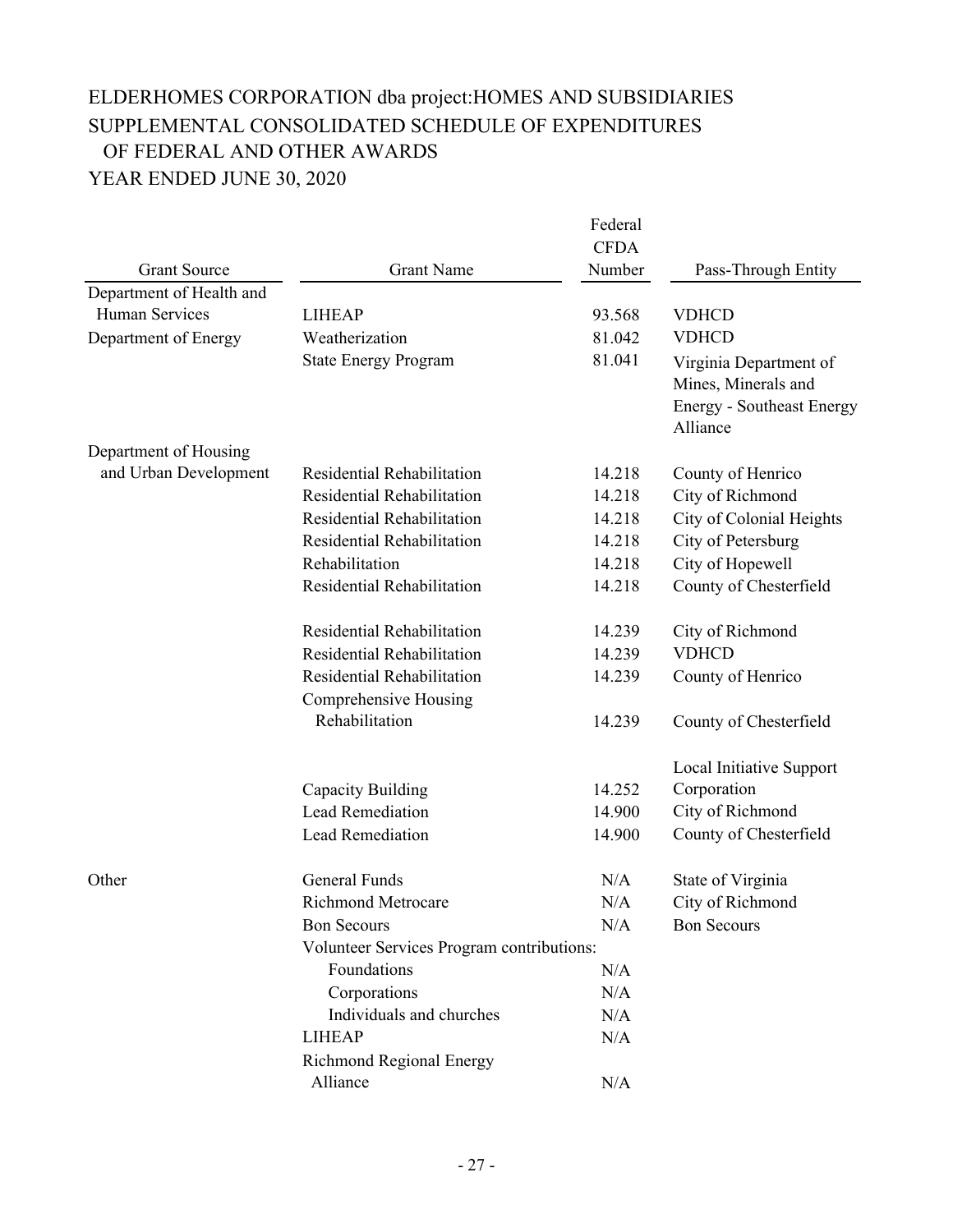# ELDERHOMES CORPORATION dba project:HOMES AND SUBSIDIARIES
## SUPPLEMENTAL CONSOLIDATED SCHEDULE OF EXPENDITURES OF FEDERAL AND OTHER AWARDS
## YEAR ENDED JUNE 30, 2020

| Grant Source | Grant Name | Federal CFDA Number | Pass-Through Entity |
|---|---|---|---|
| Department of Health and Human Services | LIHEAP | 93.568 | VDHCD |
| Department of Energy | Weatherization | 81.042 | VDHCD |
| | State Energy Program | 81.041 | Virginia Department of Mines, Minerals and Energy - Southeast Energy Alliance |
| Department of Housing and Urban Development | Residential Rehabilitation | 14.218 | County of Henrico |
| | Residential Rehabilitation | 14.218 | City of Richmond |
| | Residential Rehabilitation | 14.218 | City of Colonial Heights |
| | Residential Rehabilitation | 14.218 | City of Petersburg |
| | Rehabilitation | 14.218 | City of Hopewell |
| | Residential Rehabilitation | 14.218 | County of Chesterfield |
| | Residential Rehabilitation | 14.239 | City of Richmond |
| | Residential Rehabilitation | 14.239 | VDHCD |
| | Residential Rehabilitation | 14.239 | County of Henrico |
| | Comprehensive Housing Rehabilitation | 14.239 | County of Chesterfield |
| | Capacity Building | 14.252 | Local Initiative Support Corporation |
| | Lead Remediation | 14.900 | City of Richmond |
| | Lead Remediation | 14.900 | County of Chesterfield |
| Other | General Funds | N/A | State of Virginia |
| | Richmond Metrocare | N/A | City of Richmond |
| | Bon Secours | N/A | Bon Secours |
| | Volunteer Services Program contributions: | | |
| | Foundations | N/A | |
| | Corporations | N/A | |
| | Individuals and churches | N/A | |
| | LIHEAP | N/A | |
| | Richmond Regional Energy Alliance | N/A | |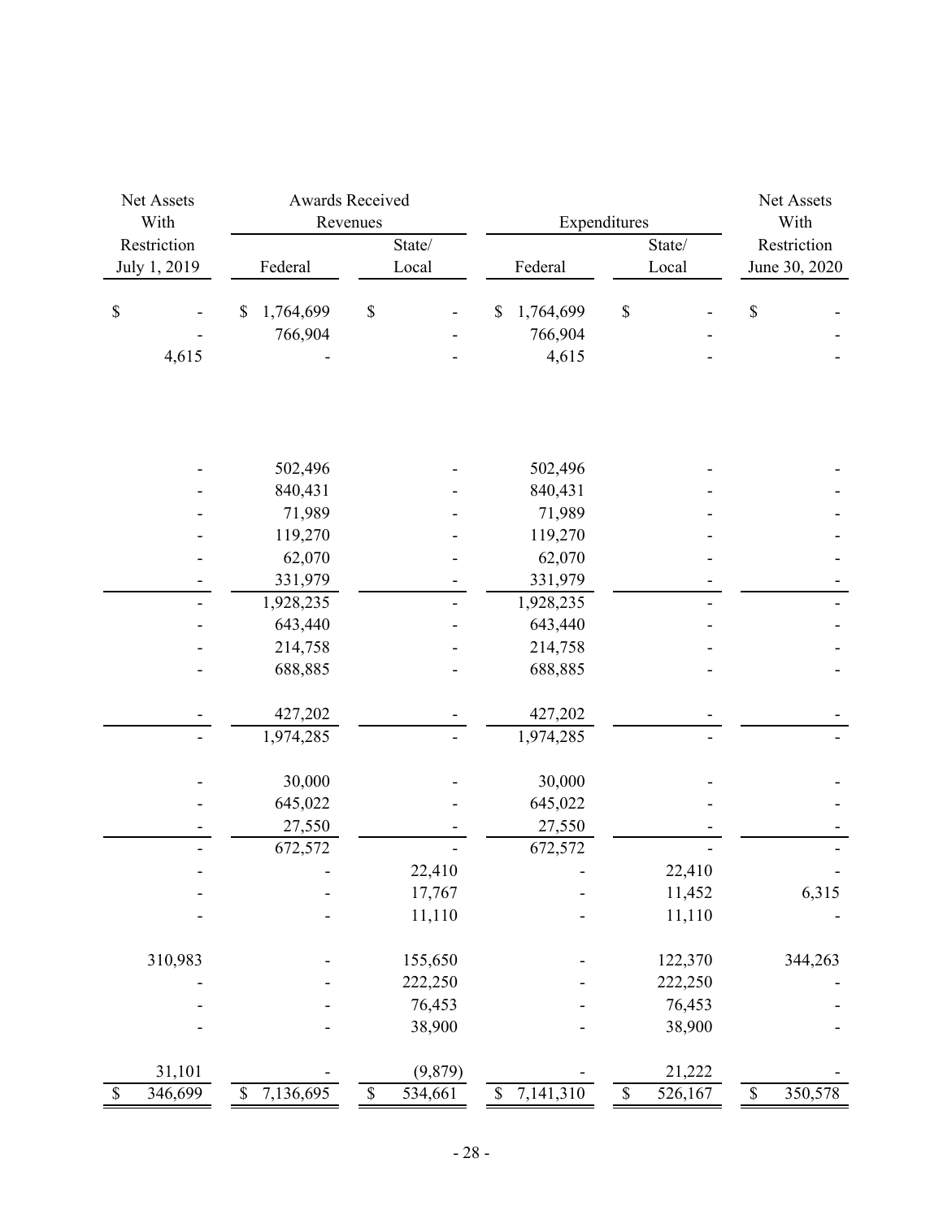| Net Assets With Restriction July 1, 2019 | Awards Received Revenues | | Expenditures | | Net Assets With Restriction June 30, 2020 |
|---|---|---|---|---|---|
| | Federal | State/ Local | Federal | State/ Local | |
| $ - | $ 1,764,699 | $ - | $ 1,764,699 | $ - | $ - |
| - | 766,904 | - | 766,904 | - | - |
| 4,615 | - | - | 4,615 | - | - |
| | | | | | |
| - | 502,496 | - | 502,496 | - | - |
| - | 840,431 | - | 840,431 | - | - |
| - | 71,989 | - | 71,989 | - | - |
| - | 119,270 | - | 119,270 | - | - |
| - | 62,070 | - | 62,070 | - | - |
| - | 331,979 | - | 331,979 | - | - |
| - | 1,928,235 | - | 1,928,235 | - | - |
| - | 643,440 | - | 643,440 | - | - |
| - | 214,758 | - | 214,758 | - | - |
| - | 688,885 | - | 688,885 | - | - |
| | | | | | |
| - | 427,202 | - | 427,202 | - | - |
| - | 1,974,285 | - | 1,974,285 | - | - |
| | | | | | |
| - | 30,000 | - | 30,000 | - | - |
| - | 645,022 | - | 645,022 | - | - |
| - | 27,550 | - | 27,550 | - | - |
| - | 672,572 | - | 672,572 | - | - |
| - | - | 22,410 | - | 22,410 | - |
| - | - | 17,767 | - | 11,452 | 6,315 |
| - | - | 11,110 | - | 11,110 | - |
| | | | | | |
| 310,983 | - | 155,650 | - | 122,370 | 344,263 |
| - | - | 222,250 | - | 222,250 | - |
| - | - | 76,453 | - | 76,453 | - |
| - | - | 38,900 | - | 38,900 | - |
| | | | | | |
| 31,101 | - | (9,879) | - | 21,222 | - |
| $ 346,699 | $ 7,136,695 | $ 534,661 | $ 7,141,310 | $ 526,167 | $ 350,578 |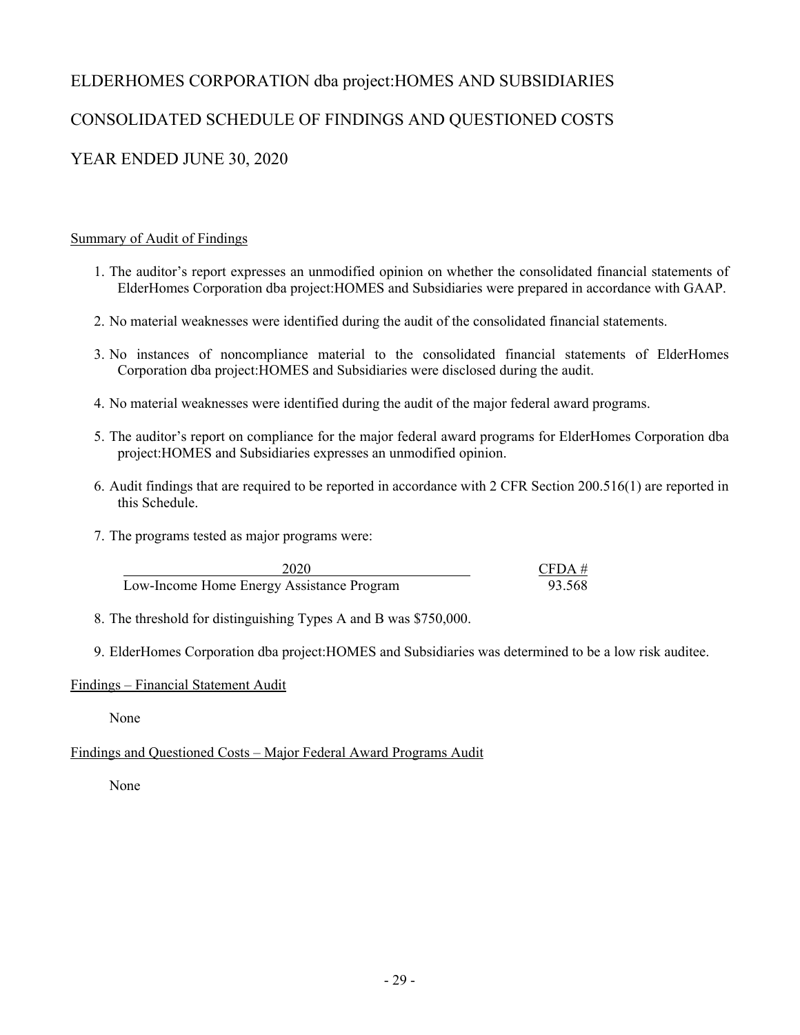# ELDERHOMES CORPORATION dba project:HOMES AND SUBSIDIARIES

# CONSOLIDATED SCHEDULE OF FINDINGS AND QUESTIONED COSTS

# YEAR ENDED JUNE 30, 2020

Summary of Audit of Findings

1. The auditor's report expresses an unmodified opinion on whether the consolidated financial statements of ElderHomes Corporation dba project:HOMES and Subsidiaries were prepared in accordance with GAAP.
2. No material weaknesses were identified during the audit of the consolidated financial statements.
3. No instances of noncompliance material to the consolidated financial statements of ElderHomes Corporation dba project:HOMES and Subsidiaries were disclosed during the audit.
4. No material weaknesses were identified during the audit of the major federal award programs.
5. The auditor's report on compliance for the major federal award programs for ElderHomes Corporation dba project:HOMES and Subsidiaries expresses an unmodified opinion.
6. Audit findings that are required to be reported in accordance with 2 CFR Section 200.516(1) are reported in this Schedule.
7. The programs tested as major programs were:

| 2020 | CFDA # |
|---|---|
| Low-Income Home Energy Assistance Program | 93.568 |

8. The threshold for distinguishing Types A and B was $750,000.
9. ElderHomes Corporation dba project:HOMES and Subsidiaries was determined to be a low risk auditee.

Findings – Financial Statement Audit

None

Findings and Questioned Costs – Major Federal Award Programs Audit

None